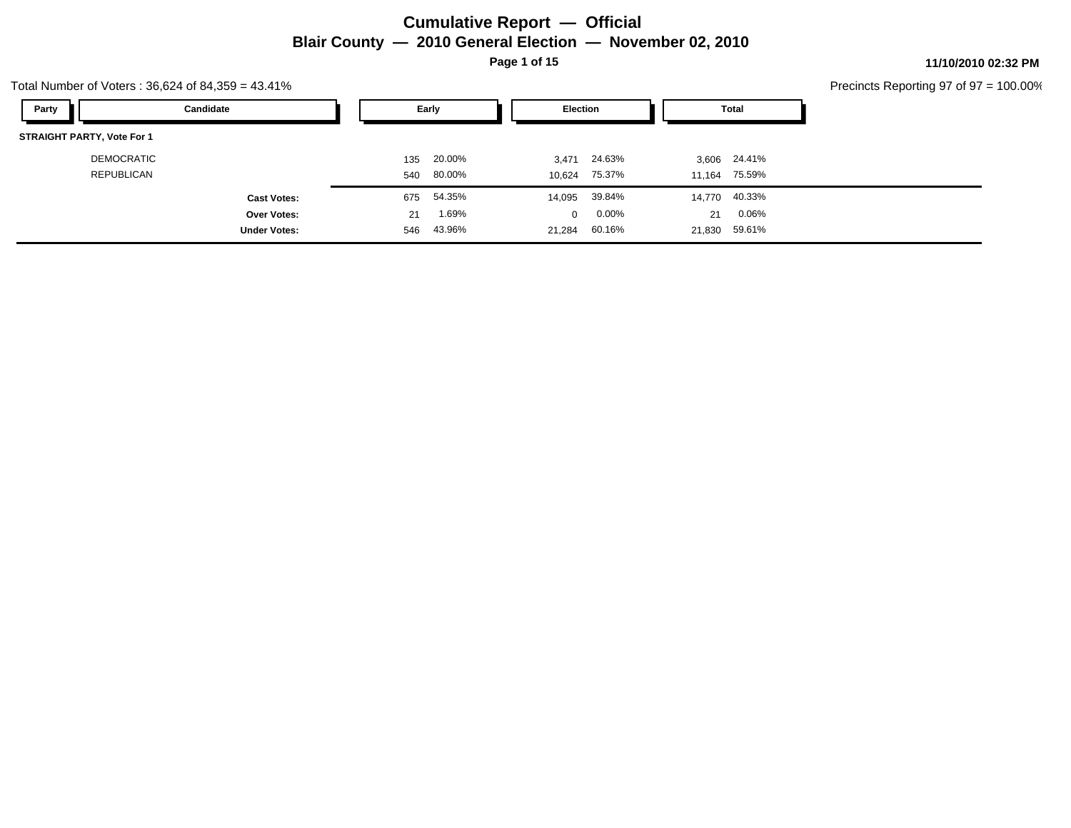# Cumulative Report — Official

## Blair County — 2010 General Election — November 02, 2010

11/10/2010 02:32 PM

Total Number of Voters : 36,624 of 84,359 = 43.41%

Precincts Reporting 97 of 97 = 100.00%

| Party | Candidate | Early | | Election | | Total | |
|---|---|---|---|---|---|---|---|
| **STRAIGHT PARTY, Vote For 1** | | | | | | | |
| | DEMOCRATIC | 135 | 20.00% | 3,471 | 24.63% | 3,606 | 24.41% |
| | REPUBLICAN | 540 | 80.00% | 10,624 | 75.37% | 11,164 | 75.59% |
| | **Cast Votes:** | 675 | 54.35% | 14,095 | 39.84% | 14,770 | 40.33% |
| | **Over Votes:** | 21 | 1.69% | 0 | 0.00% | 21 | 0.06% |
| | **Under Votes:** | 546 | 43.96% | 21,284 | 60.16% | 21,830 | 59.61% |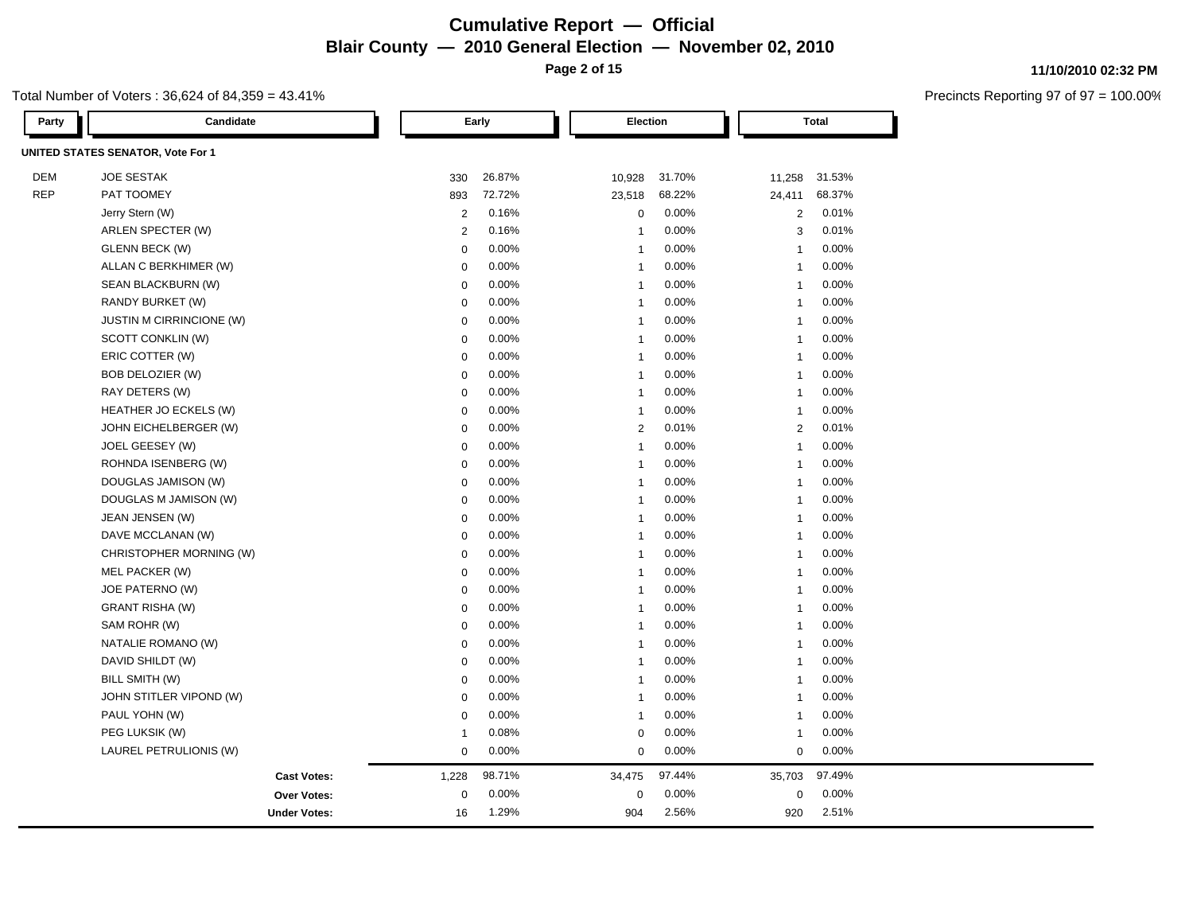# Cumulative Report — Official

## Blair County — 2010 General Election — November 02, 2010

11/10/2010 02:32 PM

Total Number of Voters : 36,624 of 84,359 = 43.41%

Precincts Reporting 97 of 97 = 100.00%

| Party | Candidate | Early | | Election | | Total | |
|---|---|---|---|---|---|---|---|
| **UNITED STATES SENATOR, Vote For 1** | | | | | | | |
| DEM | JOE SESTAK | 330 | 26.87% | 10,928 | 31.70% | 11,258 | 31.53% |
| REP | PAT TOOMEY | 893 | 72.72% | 23,518 | 68.22% | 24,411 | 68.37% |
| | Jerry Stern (W) | 2 | 0.16% | 0 | 0.00% | 2 | 0.01% |
| | ARLEN SPECTER (W) | 2 | 0.16% | 1 | 0.00% | 3 | 0.01% |
| | GLENN BECK (W) | 0 | 0.00% | 1 | 0.00% | 1 | 0.00% |
| | ALLAN C BERKHIMER (W) | 0 | 0.00% | 1 | 0.00% | 1 | 0.00% |
| | SEAN BLACKBURN (W) | 0 | 0.00% | 1 | 0.00% | 1 | 0.00% |
| | RANDY BURKET (W) | 0 | 0.00% | 1 | 0.00% | 1 | 0.00% |
| | JUSTIN M CIRRINCIONE (W) | 0 | 0.00% | 1 | 0.00% | 1 | 0.00% |
| | SCOTT CONKLIN (W) | 0 | 0.00% | 1 | 0.00% | 1 | 0.00% |
| | ERIC COTTER (W) | 0 | 0.00% | 1 | 0.00% | 1 | 0.00% |
| | BOB DELOZIER (W) | 0 | 0.00% | 1 | 0.00% | 1 | 0.00% |
| | RAY DETERS (W) | 0 | 0.00% | 1 | 0.00% | 1 | 0.00% |
| | HEATHER JO ECKELS (W) | 0 | 0.00% | 1 | 0.00% | 1 | 0.00% |
| | JOHN EICHELBERGER (W) | 0 | 0.00% | 2 | 0.01% | 2 | 0.01% |
| | JOEL GEESEY (W) | 0 | 0.00% | 1 | 0.00% | 1 | 0.00% |
| | ROHNDA ISENBERG (W) | 0 | 0.00% | 1 | 0.00% | 1 | 0.00% |
| | DOUGLAS JAMISON (W) | 0 | 0.00% | 1 | 0.00% | 1 | 0.00% |
| | DOUGLAS M JAMISON (W) | 0 | 0.00% | 1 | 0.00% | 1 | 0.00% |
| | JEAN JENSEN (W) | 0 | 0.00% | 1 | 0.00% | 1 | 0.00% |
| | DAVE MCCLANAN (W) | 0 | 0.00% | 1 | 0.00% | 1 | 0.00% |
| | CHRISTOPHER MORNING (W) | 0 | 0.00% | 1 | 0.00% | 1 | 0.00% |
| | MEL PACKER (W) | 0 | 0.00% | 1 | 0.00% | 1 | 0.00% |
| | JOE PATERNO (W) | 0 | 0.00% | 1 | 0.00% | 1 | 0.00% |
| | GRANT RISHA (W) | 0 | 0.00% | 1 | 0.00% | 1 | 0.00% |
| | SAM ROHR (W) | 0 | 0.00% | 1 | 0.00% | 1 | 0.00% |
| | NATALIE ROMANO (W) | 0 | 0.00% | 1 | 0.00% | 1 | 0.00% |
| | DAVID SHILDT (W) | 0 | 0.00% | 1 | 0.00% | 1 | 0.00% |
| | BILL SMITH (W) | 0 | 0.00% | 1 | 0.00% | 1 | 0.00% |
| | JOHN STITLER VIPOND (W) | 0 | 0.00% | 1 | 0.00% | 1 | 0.00% |
| | PAUL YOHN (W) | 0 | 0.00% | 1 | 0.00% | 1 | 0.00% |
| | PEG LUKSIK (W) | 1 | 0.08% | 0 | 0.00% | 1 | 0.00% |
| | LAUREL PETRULIONIS (W) | 0 | 0.00% | 0 | 0.00% | 0 | 0.00% |
| | **Cast Votes:** | 1,228 | 98.71% | 34,475 | 97.44% | 35,703 | 97.49% |
| | **Over Votes:** | 0 | 0.00% | 0 | 0.00% | 0 | 0.00% |
| | **Under Votes:** | 16 | 1.29% | 904 | 2.56% | 920 | 2.51% |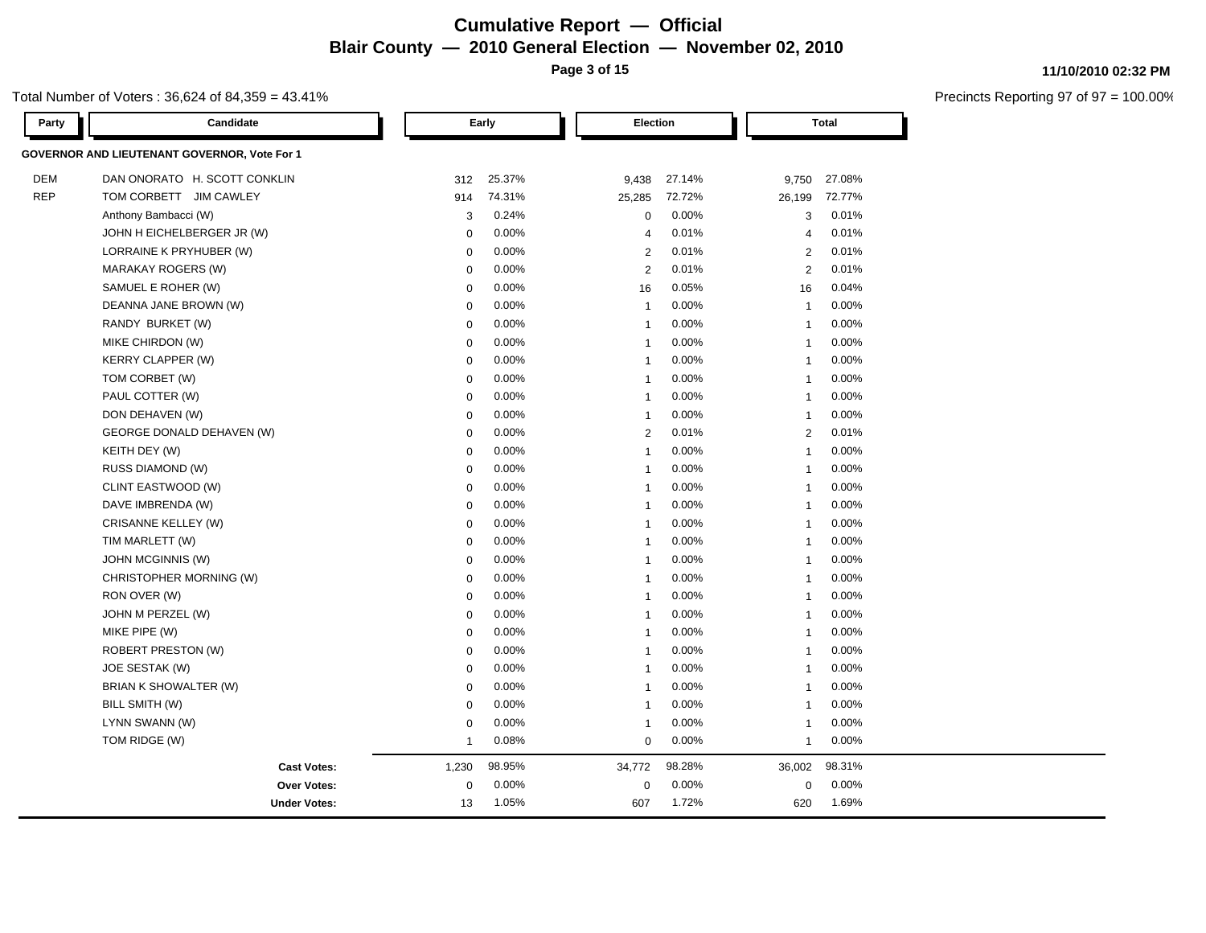# Cumulative Report — Official

## Blair County — 2010 General Election — November 02, 2010

11/10/2010 02:32 PM

Total Number of Voters : 36,624 of 84,359 = 43.41%

Precincts Reporting 97 of 97 = 100.00%

| Party | Candidate | Early | | Election | | Total | |
|---|---|---|---|---|---|---|---|
| **GOVERNOR AND LIEUTENANT GOVERNOR, Vote For 1** | | | | | | | |
| DEM | DAN ONORATO H. SCOTT CONKLIN | 312 | 25.37% | 9,438 | 27.14% | 9,750 | 27.08% |
| REP | TOM CORBETT JIM CAWLEY | 914 | 74.31% | 25,285 | 72.72% | 26,199 | 72.77% |
| | Anthony Bambacci (W) | 3 | 0.24% | 0 | 0.00% | 3 | 0.01% |
| | JOHN H EICHELBERGER JR (W) | 0 | 0.00% | 4 | 0.01% | 4 | 0.01% |
| | LORRAINE K PRYHUBER (W) | 0 | 0.00% | 2 | 0.01% | 2 | 0.01% |
| | MARAKAY ROGERS (W) | 0 | 0.00% | 2 | 0.01% | 2 | 0.01% |
| | SAMUEL E ROHER (W) | 0 | 0.00% | 16 | 0.05% | 16 | 0.04% |
| | DEANNA JANE BROWN (W) | 0 | 0.00% | 1 | 0.00% | 1 | 0.00% |
| | RANDY BURKET (W) | 0 | 0.00% | 1 | 0.00% | 1 | 0.00% |
| | MIKE CHIRDON (W) | 0 | 0.00% | 1 | 0.00% | 1 | 0.00% |
| | KERRY CLAPPER (W) | 0 | 0.00% | 1 | 0.00% | 1 | 0.00% |
| | TOM CORBET (W) | 0 | 0.00% | 1 | 0.00% | 1 | 0.00% |
| | PAUL COTTER (W) | 0 | 0.00% | 1 | 0.00% | 1 | 0.00% |
| | DON DEHAVEN (W) | 0 | 0.00% | 1 | 0.00% | 1 | 0.00% |
| | GEORGE DONALD DEHAVEN (W) | 0 | 0.00% | 2 | 0.01% | 2 | 0.01% |
| | KEITH DEY (W) | 0 | 0.00% | 1 | 0.00% | 1 | 0.00% |
| | RUSS DIAMOND (W) | 0 | 0.00% | 1 | 0.00% | 1 | 0.00% |
| | CLINT EASTWOOD (W) | 0 | 0.00% | 1 | 0.00% | 1 | 0.00% |
| | DAVE IMBRENDA (W) | 0 | 0.00% | 1 | 0.00% | 1 | 0.00% |
| | CRISANNE KELLEY (W) | 0 | 0.00% | 1 | 0.00% | 1 | 0.00% |
| | TIM MARLETT (W) | 0 | 0.00% | 1 | 0.00% | 1 | 0.00% |
| | JOHN MCGINNIS (W) | 0 | 0.00% | 1 | 0.00% | 1 | 0.00% |
| | CHRISTOPHER MORNING (W) | 0 | 0.00% | 1 | 0.00% | 1 | 0.00% |
| | RON OVER (W) | 0 | 0.00% | 1 | 0.00% | 1 | 0.00% |
| | JOHN M PERZEL (W) | 0 | 0.00% | 1 | 0.00% | 1 | 0.00% |
| | MIKE PIPE (W) | 0 | 0.00% | 1 | 0.00% | 1 | 0.00% |
| | ROBERT PRESTON (W) | 0 | 0.00% | 1 | 0.00% | 1 | 0.00% |
| | JOE SESTAK (W) | 0 | 0.00% | 1 | 0.00% | 1 | 0.00% |
| | BRIAN K SHOWALTER (W) | 0 | 0.00% | 1 | 0.00% | 1 | 0.00% |
| | BILL SMITH (W) | 0 | 0.00% | 1 | 0.00% | 1 | 0.00% |
| | LYNN SWANN (W) | 0 | 0.00% | 1 | 0.00% | 1 | 0.00% |
| | TOM RIDGE (W) | 1 | 0.08% | 0 | 0.00% | 1 | 0.00% |
| | **Cast Votes:** | 1,230 | 98.95% | 34,772 | 98.28% | 36,002 | 98.31% |
| | **Over Votes:** | 0 | 0.00% | 0 | 0.00% | 0 | 0.00% |
| | **Under Votes:** | 13 | 1.05% | 607 | 1.72% | 620 | 1.69% |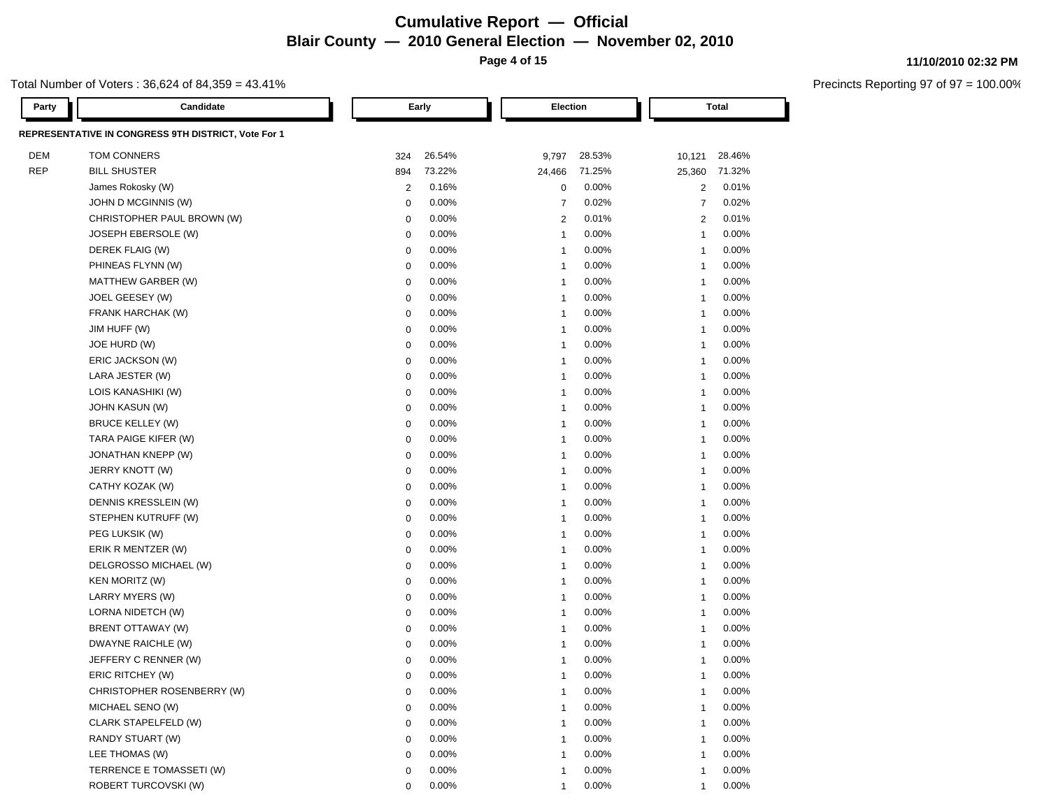# Cumulative Report — Official

## Blair County — 2010 General Election — November 02, 2010

11/10/2010 02:32 PM

Total Number of Voters : 36,624 of 84,359 = 43.41%

Precincts Reporting 97 of 97 = 100.00%

**REPRESENTATIVE IN CONGRESS 9TH DISTRICT, Vote For 1**

| Party | Candidate | Early | | Election | | Total | |
|---|---|---|---|---|---|---|---|
| DEM | TOM CONNERS | 324 | 26.54% | 9,797 | 28.53% | 10,121 | 28.46% |
| REP | BILL SHUSTER | 894 | 73.22% | 24,466 | 71.25% | 25,360 | 71.32% |
| | James Rokosky (W) | 2 | 0.16% | 0 | 0.00% | 2 | 0.01% |
| | JOHN D MCGINNIS (W) | 0 | 0.00% | 7 | 0.02% | 7 | 0.02% |
| | CHRISTOPHER PAUL BROWN (W) | 0 | 0.00% | 2 | 0.01% | 2 | 0.01% |
| | JOSEPH EBERSOLE (W) | 0 | 0.00% | 1 | 0.00% | 1 | 0.00% |
| | DEREK FLAIG (W) | 0 | 0.00% | 1 | 0.00% | 1 | 0.00% |
| | PHINEAS FLYNN (W) | 0 | 0.00% | 1 | 0.00% | 1 | 0.00% |
| | MATTHEW GARBER (W) | 0 | 0.00% | 1 | 0.00% | 1 | 0.00% |
| | JOEL GEESEY (W) | 0 | 0.00% | 1 | 0.00% | 1 | 0.00% |
| | FRANK HARCHAK (W) | 0 | 0.00% | 1 | 0.00% | 1 | 0.00% |
| | JIM HUFF (W) | 0 | 0.00% | 1 | 0.00% | 1 | 0.00% |
| | JOE HURD (W) | 0 | 0.00% | 1 | 0.00% | 1 | 0.00% |
| | ERIC JACKSON (W) | 0 | 0.00% | 1 | 0.00% | 1 | 0.00% |
| | LARA JESTER (W) | 0 | 0.00% | 1 | 0.00% | 1 | 0.00% |
| | LOIS KANASHIKI (W) | 0 | 0.00% | 1 | 0.00% | 1 | 0.00% |
| | JOHN KASUN (W) | 0 | 0.00% | 1 | 0.00% | 1 | 0.00% |
| | BRUCE KELLEY (W) | 0 | 0.00% | 1 | 0.00% | 1 | 0.00% |
| | TARA PAIGE KIFER (W) | 0 | 0.00% | 1 | 0.00% | 1 | 0.00% |
| | JONATHAN KNEPP (W) | 0 | 0.00% | 1 | 0.00% | 1 | 0.00% |
| | JERRY KNOTT (W) | 0 | 0.00% | 1 | 0.00% | 1 | 0.00% |
| | CATHY KOZAK (W) | 0 | 0.00% | 1 | 0.00% | 1 | 0.00% |
| | DENNIS KRESSLEIN (W) | 0 | 0.00% | 1 | 0.00% | 1 | 0.00% |
| | STEPHEN KUTRUFF (W) | 0 | 0.00% | 1 | 0.00% | 1 | 0.00% |
| | PEG LUKSIK (W) | 0 | 0.00% | 1 | 0.00% | 1 | 0.00% |
| | ERIK R MENTZER (W) | 0 | 0.00% | 1 | 0.00% | 1 | 0.00% |
| | DELGROSSO MICHAEL (W) | 0 | 0.00% | 1 | 0.00% | 1 | 0.00% |
| | KEN MORITZ (W) | 0 | 0.00% | 1 | 0.00% | 1 | 0.00% |
| | LARRY MYERS (W) | 0 | 0.00% | 1 | 0.00% | 1 | 0.00% |
| | LORNA NIDETCH (W) | 0 | 0.00% | 1 | 0.00% | 1 | 0.00% |
| | BRENT OTTAWAY (W) | 0 | 0.00% | 1 | 0.00% | 1 | 0.00% |
| | DWAYNE RAICHLE (W) | 0 | 0.00% | 1 | 0.00% | 1 | 0.00% |
| | JEFFERY C RENNER (W) | 0 | 0.00% | 1 | 0.00% | 1 | 0.00% |
| | ERIC RITCHEY (W) | 0 | 0.00% | 1 | 0.00% | 1 | 0.00% |
| | CHRISTOPHER ROSENBERRY (W) | 0 | 0.00% | 1 | 0.00% | 1 | 0.00% |
| | MICHAEL SENO (W) | 0 | 0.00% | 1 | 0.00% | 1 | 0.00% |
| | CLARK STAPELFELD (W) | 0 | 0.00% | 1 | 0.00% | 1 | 0.00% |
| | RANDY STUART (W) | 0 | 0.00% | 1 | 0.00% | 1 | 0.00% |
| | LEE THOMAS (W) | 0 | 0.00% | 1 | 0.00% | 1 | 0.00% |
| | TERRENCE E TOMASSETI (W) | 0 | 0.00% | 1 | 0.00% | 1 | 0.00% |
| | ROBERT TURCOVSKI (W) | 0 | 0.00% | 1 | 0.00% | 1 | 0.00% |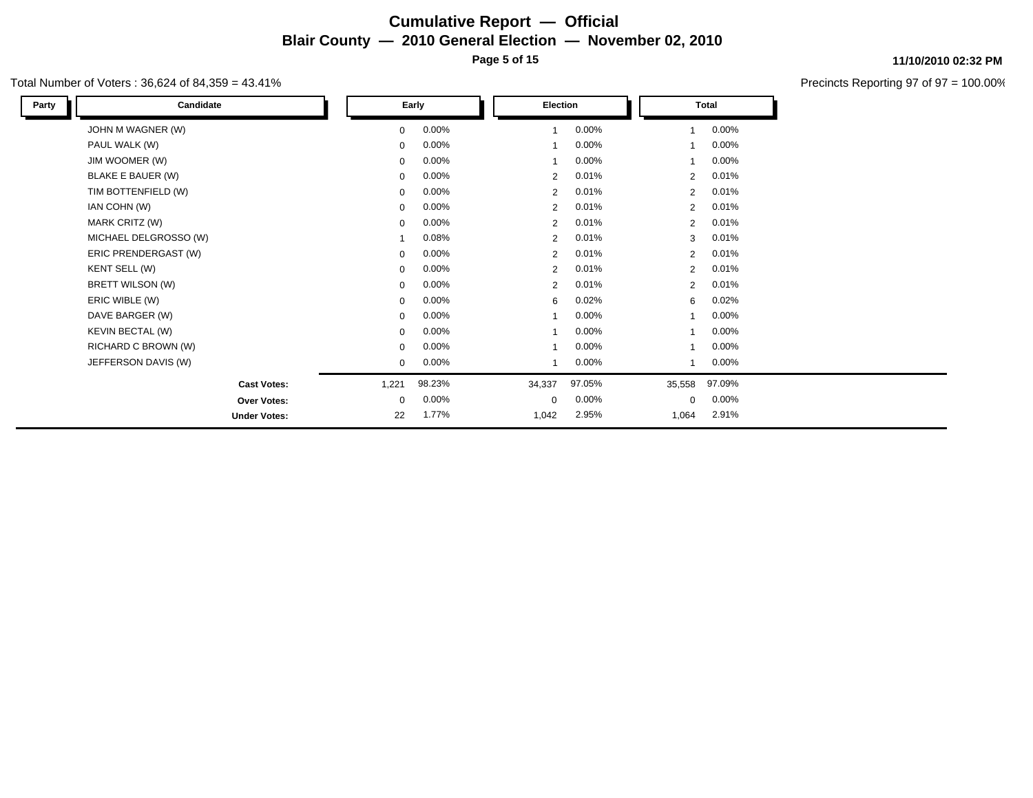# Cumulative Report — Official

## Blair County — 2010 General Election — November 02, 2010

11/10/2010 02:32 PM

Total Number of Voters : 36,624 of 84,359 = 43.41%

Precincts Reporting 97 of 97 = 100.00%

| Party | Candidate | Early | | Election | | Total | |
|---|---|---|---|---|---|---|---|
| | JOHN M WAGNER (W) | 0 | 0.00% | 1 | 0.00% | 1 | 0.00% |
| | PAUL WALK (W) | 0 | 0.00% | 1 | 0.00% | 1 | 0.00% |
| | JIM WOOMER (W) | 0 | 0.00% | 1 | 0.00% | 1 | 0.00% |
| | BLAKE E BAUER (W) | 0 | 0.00% | 2 | 0.01% | 2 | 0.01% |
| | TIM BOTTENFIELD (W) | 0 | 0.00% | 2 | 0.01% | 2 | 0.01% |
| | IAN COHN (W) | 0 | 0.00% | 2 | 0.01% | 2 | 0.01% |
| | MARK CRITZ (W) | 0 | 0.00% | 2 | 0.01% | 2 | 0.01% |
| | MICHAEL DELGROSSO (W) | 1 | 0.08% | 2 | 0.01% | 3 | 0.01% |
| | ERIC PRENDERGAST (W) | 0 | 0.00% | 2 | 0.01% | 2 | 0.01% |
| | KENT SELL (W) | 0 | 0.00% | 2 | 0.01% | 2 | 0.01% |
| | BRETT WILSON (W) | 0 | 0.00% | 2 | 0.01% | 2 | 0.01% |
| | ERIC WIBLE (W) | 0 | 0.00% | 6 | 0.02% | 6 | 0.02% |
| | DAVE BARGER (W) | 0 | 0.00% | 1 | 0.00% | 1 | 0.00% |
| | KEVIN BECTAL (W) | 0 | 0.00% | 1 | 0.00% | 1 | 0.00% |
| | RICHARD C BROWN (W) | 0 | 0.00% | 1 | 0.00% | 1 | 0.00% |
| | JEFFERSON DAVIS (W) | 0 | 0.00% | 1 | 0.00% | 1 | 0.00% |
| | **Cast Votes:** | 1,221 | 98.23% | 34,337 | 97.05% | 35,558 | 97.09% |
| | **Over Votes:** | 0 | 0.00% | 0 | 0.00% | 0 | 0.00% |
| | **Under Votes:** | 22 | 1.77% | 1,042 | 2.95% | 1,064 | 2.91% |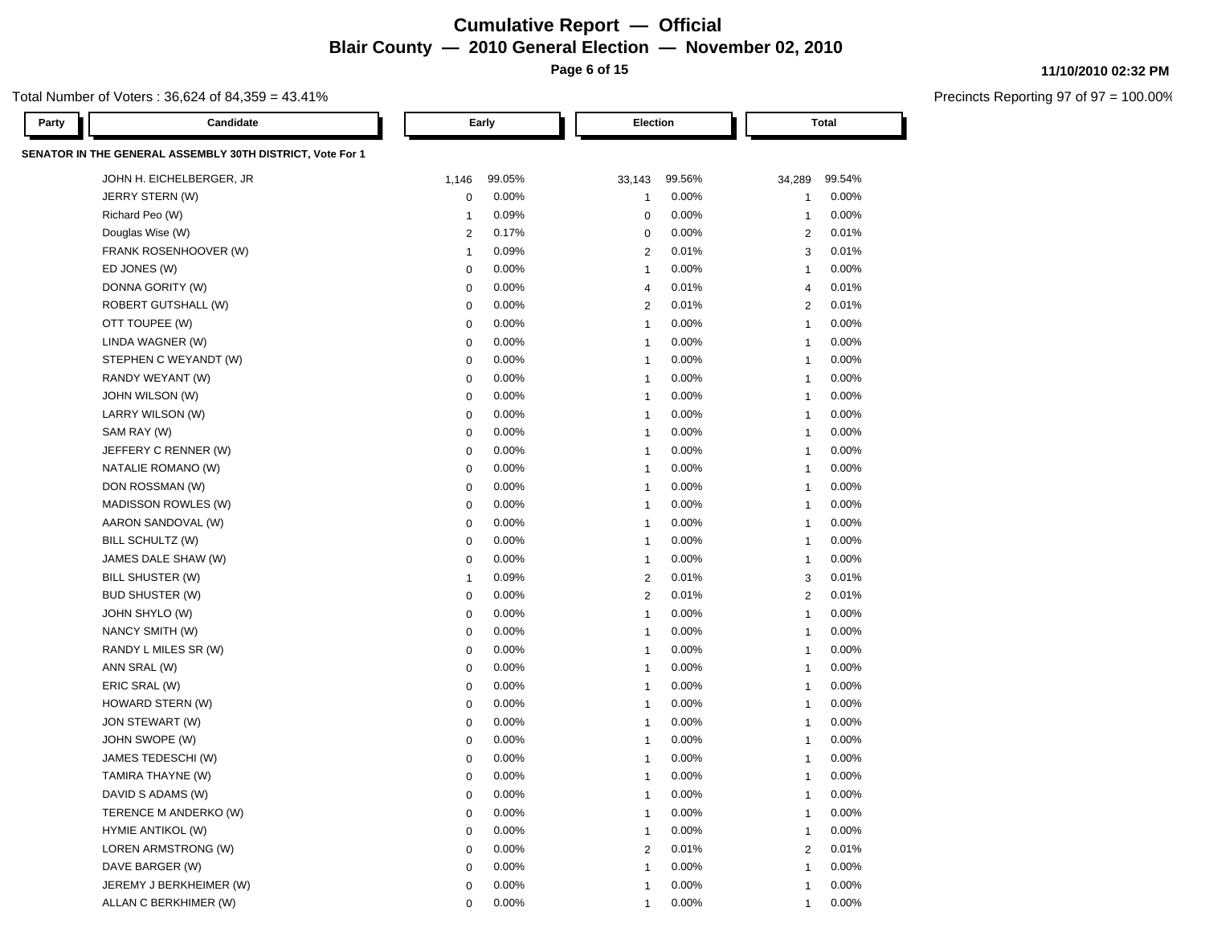# Cumulative Report — Official

## Blair County — 2010 General Election — November 02, 2010

11/10/2010 02:32 PM

Total Number of Voters : 36,624 of 84,359 = 43.41%

Precincts Reporting 97 of 97 = 100.00%

### SENATOR IN THE GENERAL ASSEMBLY 30TH DISTRICT, Vote For 1

| Party | Candidate | Early | | Election | | Total | |
|---|---|---|---|---|---|---|---|
| | JOHN H. EICHELBERGER, JR | 1,146 | 99.05% | 33,143 | 99.56% | 34,289 | 99.54% |
| | JERRY STERN (W) | 0 | 0.00% | 1 | 0.00% | 1 | 0.00% |
| | Richard Peo (W) | 1 | 0.09% | 0 | 0.00% | 1 | 0.00% |
| | Douglas Wise (W) | 2 | 0.17% | 0 | 0.00% | 2 | 0.01% |
| | FRANK ROSENHOOVER (W) | 1 | 0.09% | 2 | 0.01% | 3 | 0.01% |
| | ED JONES (W) | 0 | 0.00% | 1 | 0.00% | 1 | 0.00% |
| | DONNA GORITY (W) | 0 | 0.00% | 4 | 0.01% | 4 | 0.01% |
| | ROBERT GUTSHALL (W) | 0 | 0.00% | 2 | 0.01% | 2 | 0.01% |
| | OTT TOUPEE (W) | 0 | 0.00% | 1 | 0.00% | 1 | 0.00% |
| | LINDA WAGNER (W) | 0 | 0.00% | 1 | 0.00% | 1 | 0.00% |
| | STEPHEN C WEYANDT (W) | 0 | 0.00% | 1 | 0.00% | 1 | 0.00% |
| | RANDY WEYANT (W) | 0 | 0.00% | 1 | 0.00% | 1 | 0.00% |
| | JOHN WILSON (W) | 0 | 0.00% | 1 | 0.00% | 1 | 0.00% |
| | LARRY WILSON (W) | 0 | 0.00% | 1 | 0.00% | 1 | 0.00% |
| | SAM RAY (W) | 0 | 0.00% | 1 | 0.00% | 1 | 0.00% |
| | JEFFERY C RENNER (W) | 0 | 0.00% | 1 | 0.00% | 1 | 0.00% |
| | NATALIE ROMANO (W) | 0 | 0.00% | 1 | 0.00% | 1 | 0.00% |
| | DON ROSSMAN (W) | 0 | 0.00% | 1 | 0.00% | 1 | 0.00% |
| | MADISSON ROWLES (W) | 0 | 0.00% | 1 | 0.00% | 1 | 0.00% |
| | AARON SANDOVAL (W) | 0 | 0.00% | 1 | 0.00% | 1 | 0.00% |
| | BILL SCHULTZ (W) | 0 | 0.00% | 1 | 0.00% | 1 | 0.00% |
| | JAMES DALE SHAW (W) | 0 | 0.00% | 1 | 0.00% | 1 | 0.00% |
| | BILL SHUSTER (W) | 1 | 0.09% | 2 | 0.01% | 3 | 0.01% |
| | BUD SHUSTER (W) | 0 | 0.00% | 2 | 0.01% | 2 | 0.01% |
| | JOHN SHYLO (W) | 0 | 0.00% | 1 | 0.00% | 1 | 0.00% |
| | NANCY SMITH (W) | 0 | 0.00% | 1 | 0.00% | 1 | 0.00% |
| | RANDY L MILES SR (W) | 0 | 0.00% | 1 | 0.00% | 1 | 0.00% |
| | ANN SRAL (W) | 0 | 0.00% | 1 | 0.00% | 1 | 0.00% |
| | ERIC SRAL (W) | 0 | 0.00% | 1 | 0.00% | 1 | 0.00% |
| | HOWARD STERN (W) | 0 | 0.00% | 1 | 0.00% | 1 | 0.00% |
| | JON STEWART (W) | 0 | 0.00% | 1 | 0.00% | 1 | 0.00% |
| | JOHN SWOPE (W) | 0 | 0.00% | 1 | 0.00% | 1 | 0.00% |
| | JAMES TEDESCHI (W) | 0 | 0.00% | 1 | 0.00% | 1 | 0.00% |
| | TAMIRA THAYNE (W) | 0 | 0.00% | 1 | 0.00% | 1 | 0.00% |
| | DAVID S ADAMS (W) | 0 | 0.00% | 1 | 0.00% | 1 | 0.00% |
| | TERENCE M ANDERKO (W) | 0 | 0.00% | 1 | 0.00% | 1 | 0.00% |
| | HYMIE ANTIKOL (W) | 0 | 0.00% | 1 | 0.00% | 1 | 0.00% |
| | LOREN ARMSTRONG (W) | 0 | 0.00% | 2 | 0.01% | 2 | 0.01% |
| | DAVE BARGER (W) | 0 | 0.00% | 1 | 0.00% | 1 | 0.00% |
| | JEREMY J BERKHEIMER (W) | 0 | 0.00% | 1 | 0.00% | 1 | 0.00% |
| | ALLAN C BERKHIMER (W) | 0 | 0.00% | 1 | 0.00% | 1 | 0.00% |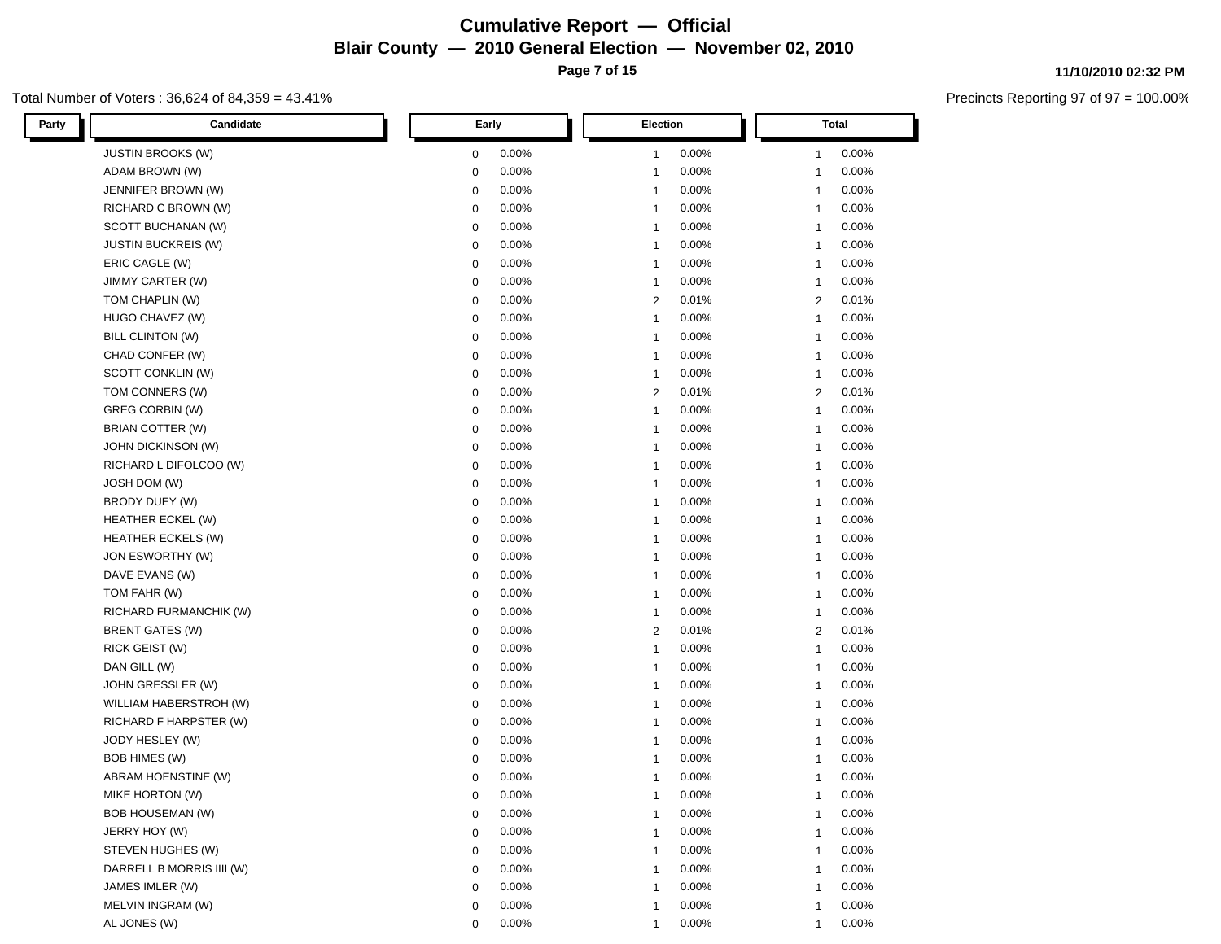# Cumulative Report — Official

## Blair County — 2010 General Election — November 02, 2010

11/10/2010 02:32 PM

Total Number of Voters : 36,624 of 84,359 = 43.41%

Precincts Reporting 97 of 97 = 100.00%

| Party | Candidate | Early | | Election | | Total | |
|---|---|---|---|---|---|---|---|
| | JUSTIN BROOKS (W) | 0 | 0.00% | 1 | 0.00% | 1 | 0.00% |
| | ADAM BROWN (W) | 0 | 0.00% | 1 | 0.00% | 1 | 0.00% |
| | JENNIFER BROWN (W) | 0 | 0.00% | 1 | 0.00% | 1 | 0.00% |
| | RICHARD C BROWN (W) | 0 | 0.00% | 1 | 0.00% | 1 | 0.00% |
| | SCOTT BUCHANAN (W) | 0 | 0.00% | 1 | 0.00% | 1 | 0.00% |
| | JUSTIN BUCKREIS (W) | 0 | 0.00% | 1 | 0.00% | 1 | 0.00% |
| | ERIC CAGLE (W) | 0 | 0.00% | 1 | 0.00% | 1 | 0.00% |
| | JIMMY CARTER (W) | 0 | 0.00% | 1 | 0.00% | 1 | 0.00% |
| | TOM CHAPLIN (W) | 0 | 0.00% | 2 | 0.01% | 2 | 0.01% |
| | HUGO CHAVEZ (W) | 0 | 0.00% | 1 | 0.00% | 1 | 0.00% |
| | BILL CLINTON (W) | 0 | 0.00% | 1 | 0.00% | 1 | 0.00% |
| | CHAD CONFER (W) | 0 | 0.00% | 1 | 0.00% | 1 | 0.00% |
| | SCOTT CONKLIN (W) | 0 | 0.00% | 1 | 0.00% | 1 | 0.00% |
| | TOM CONNERS (W) | 0 | 0.00% | 2 | 0.01% | 2 | 0.01% |
| | GREG CORBIN (W) | 0 | 0.00% | 1 | 0.00% | 1 | 0.00% |
| | BRIAN COTTER (W) | 0 | 0.00% | 1 | 0.00% | 1 | 0.00% |
| | JOHN DICKINSON (W) | 0 | 0.00% | 1 | 0.00% | 1 | 0.00% |
| | RICHARD L DIFOLCOO (W) | 0 | 0.00% | 1 | 0.00% | 1 | 0.00% |
| | JOSH DOM (W) | 0 | 0.00% | 1 | 0.00% | 1 | 0.00% |
| | BRODY DUEY (W) | 0 | 0.00% | 1 | 0.00% | 1 | 0.00% |
| | HEATHER ECKEL (W) | 0 | 0.00% | 1 | 0.00% | 1 | 0.00% |
| | HEATHER ECKELS (W) | 0 | 0.00% | 1 | 0.00% | 1 | 0.00% |
| | JON ESWORTHY (W) | 0 | 0.00% | 1 | 0.00% | 1 | 0.00% |
| | DAVE EVANS (W) | 0 | 0.00% | 1 | 0.00% | 1 | 0.00% |
| | TOM FAHR (W) | 0 | 0.00% | 1 | 0.00% | 1 | 0.00% |
| | RICHARD FURMANCHIK (W) | 0 | 0.00% | 1 | 0.00% | 1 | 0.00% |
| | BRENT GATES (W) | 0 | 0.00% | 2 | 0.01% | 2 | 0.01% |
| | RICK GEIST (W) | 0 | 0.00% | 1 | 0.00% | 1 | 0.00% |
| | DAN GILL (W) | 0 | 0.00% | 1 | 0.00% | 1 | 0.00% |
| | JOHN GRESSLER (W) | 0 | 0.00% | 1 | 0.00% | 1 | 0.00% |
| | WILLIAM HABERSTROH (W) | 0 | 0.00% | 1 | 0.00% | 1 | 0.00% |
| | RICHARD F HARPSTER (W) | 0 | 0.00% | 1 | 0.00% | 1 | 0.00% |
| | JODY HESLEY (W) | 0 | 0.00% | 1 | 0.00% | 1 | 0.00% |
| | BOB HIMES (W) | 0 | 0.00% | 1 | 0.00% | 1 | 0.00% |
| | ABRAM HOENSTINE (W) | 0 | 0.00% | 1 | 0.00% | 1 | 0.00% |
| | MIKE HORTON (W) | 0 | 0.00% | 1 | 0.00% | 1 | 0.00% |
| | BOB HOUSEMAN (W) | 0 | 0.00% | 1 | 0.00% | 1 | 0.00% |
| | JERRY HOY (W) | 0 | 0.00% | 1 | 0.00% | 1 | 0.00% |
| | STEVEN HUGHES (W) | 0 | 0.00% | 1 | 0.00% | 1 | 0.00% |
| | DARRELL B MORRIS IIII (W) | 0 | 0.00% | 1 | 0.00% | 1 | 0.00% |
| | JAMES IMLER (W) | 0 | 0.00% | 1 | 0.00% | 1 | 0.00% |
| | MELVIN INGRAM (W) | 0 | 0.00% | 1 | 0.00% | 1 | 0.00% |
| | AL JONES (W) | 0 | 0.00% | 1 | 0.00% | 1 | 0.00% |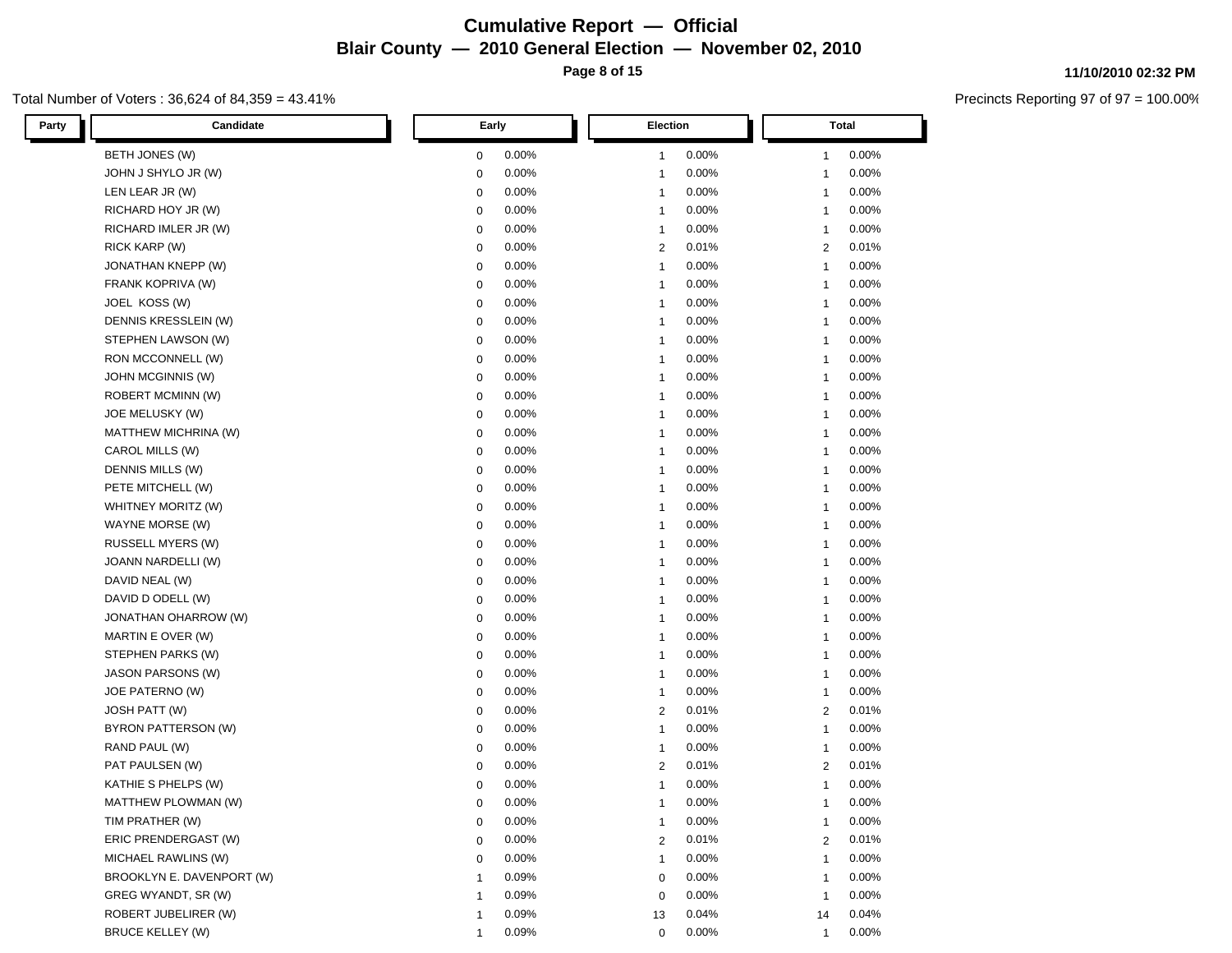# Cumulative Report — Official

## Blair County — 2010 General Election — November 02, 2010

11/10/2010 02:32 PM

Total Number of Voters : 36,624 of 84,359 = 43.41%

Precincts Reporting 97 of 97 = 100.00%

| Party | Candidate | Early | | Election | | Total | |
|---|---|---|---|---|---|---|---|
| | BETH JONES (W) | 0 | 0.00% | 1 | 0.00% | 1 | 0.00% |
| | JOHN J SHYLO JR (W) | 0 | 0.00% | 1 | 0.00% | 1 | 0.00% |
| | LEN LEAR JR (W) | 0 | 0.00% | 1 | 0.00% | 1 | 0.00% |
| | RICHARD HOY JR (W) | 0 | 0.00% | 1 | 0.00% | 1 | 0.00% |
| | RICHARD IMLER JR (W) | 0 | 0.00% | 1 | 0.00% | 1 | 0.00% |
| | RICK KARP (W) | 0 | 0.00% | 2 | 0.01% | 2 | 0.01% |
| | JONATHAN KNEPP (W) | 0 | 0.00% | 1 | 0.00% | 1 | 0.00% |
| | FRANK KOPRIVA (W) | 0 | 0.00% | 1 | 0.00% | 1 | 0.00% |
| | JOEL KOSS (W) | 0 | 0.00% | 1 | 0.00% | 1 | 0.00% |
| | DENNIS KRESSLEIN (W) | 0 | 0.00% | 1 | 0.00% | 1 | 0.00% |
| | STEPHEN LAWSON (W) | 0 | 0.00% | 1 | 0.00% | 1 | 0.00% |
| | RON MCCONNELL (W) | 0 | 0.00% | 1 | 0.00% | 1 | 0.00% |
| | JOHN MCGINNIS (W) | 0 | 0.00% | 1 | 0.00% | 1 | 0.00% |
| | ROBERT MCMINN (W) | 0 | 0.00% | 1 | 0.00% | 1 | 0.00% |
| | JOE MELUSKY (W) | 0 | 0.00% | 1 | 0.00% | 1 | 0.00% |
| | MATTHEW MICHRINA (W) | 0 | 0.00% | 1 | 0.00% | 1 | 0.00% |
| | CAROL MILLS (W) | 0 | 0.00% | 1 | 0.00% | 1 | 0.00% |
| | DENNIS MILLS (W) | 0 | 0.00% | 1 | 0.00% | 1 | 0.00% |
| | PETE MITCHELL (W) | 0 | 0.00% | 1 | 0.00% | 1 | 0.00% |
| | WHITNEY MORITZ (W) | 0 | 0.00% | 1 | 0.00% | 1 | 0.00% |
| | WAYNE MORSE (W) | 0 | 0.00% | 1 | 0.00% | 1 | 0.00% |
| | RUSSELL MYERS (W) | 0 | 0.00% | 1 | 0.00% | 1 | 0.00% |
| | JOANN NARDELLI (W) | 0 | 0.00% | 1 | 0.00% | 1 | 0.00% |
| | DAVID NEAL (W) | 0 | 0.00% | 1 | 0.00% | 1 | 0.00% |
| | DAVID D ODELL (W) | 0 | 0.00% | 1 | 0.00% | 1 | 0.00% |
| | JONATHAN OHARROW (W) | 0 | 0.00% | 1 | 0.00% | 1 | 0.00% |
| | MARTIN E OVER (W) | 0 | 0.00% | 1 | 0.00% | 1 | 0.00% |
| | STEPHEN PARKS (W) | 0 | 0.00% | 1 | 0.00% | 1 | 0.00% |
| | JASON PARSONS (W) | 0 | 0.00% | 1 | 0.00% | 1 | 0.00% |
| | JOE PATERNO (W) | 0 | 0.00% | 1 | 0.00% | 1 | 0.00% |
| | JOSH PATT (W) | 0 | 0.00% | 2 | 0.01% | 2 | 0.01% |
| | BYRON PATTERSON (W) | 0 | 0.00% | 1 | 0.00% | 1 | 0.00% |
| | RAND PAUL (W) | 0 | 0.00% | 1 | 0.00% | 1 | 0.00% |
| | PAT PAULSEN (W) | 0 | 0.00% | 2 | 0.01% | 2 | 0.01% |
| | KATHIE S PHELPS (W) | 0 | 0.00% | 1 | 0.00% | 1 | 0.00% |
| | MATTHEW PLOWMAN (W) | 0 | 0.00% | 1 | 0.00% | 1 | 0.00% |
| | TIM PRATHER (W) | 0 | 0.00% | 1 | 0.00% | 1 | 0.00% |
| | ERIC PRENDERGAST (W) | 0 | 0.00% | 2 | 0.01% | 2 | 0.01% |
| | MICHAEL RAWLINS (W) | 0 | 0.00% | 1 | 0.00% | 1 | 0.00% |
| | BROOKLYN E. DAVENPORT (W) | 1 | 0.09% | 0 | 0.00% | 1 | 0.00% |
| | GREG WYANDT, SR (W) | 1 | 0.09% | 0 | 0.00% | 1 | 0.00% |
| | ROBERT JUBELIRER (W) | 1 | 0.09% | 13 | 0.04% | 14 | 0.04% |
| | BRUCE KELLEY (W) | 1 | 0.09% | 0 | 0.00% | 1 | 0.00% |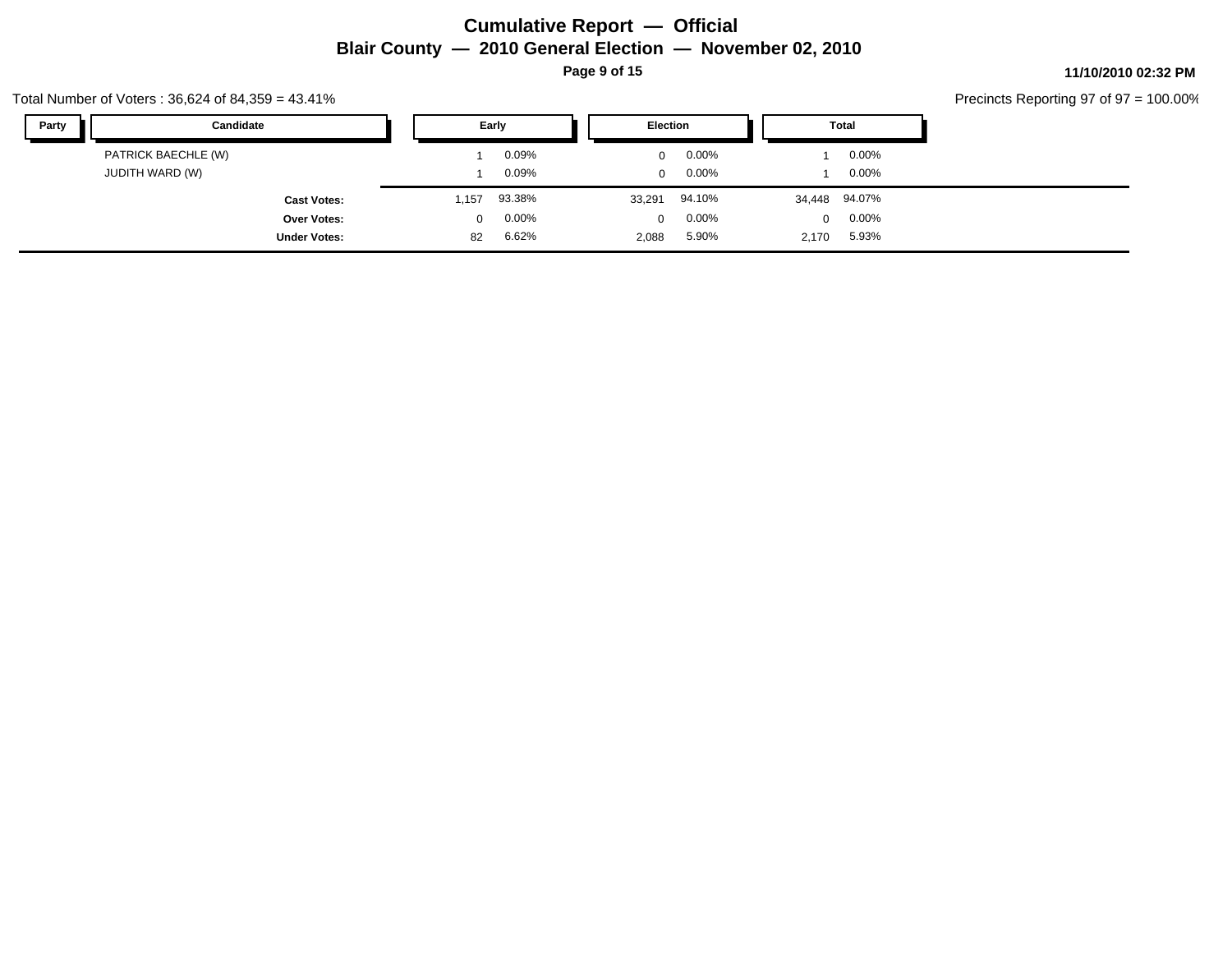# Cumulative Report — Official

## Blair County — 2010 General Election — November 02, 2010

11/10/2010 02:32 PM

Total Number of Voters : 36,624 of 84,359 = 43.41%

Precincts Reporting 97 of 97 = 100.00%

| Party | Candidate | Early | | Election | | Total | |
|---|---|---|---|---|---|---|---|
| | PATRICK BAECHLE (W) | 1 | 0.09% | 0 | 0.00% | 1 | 0.00% |
| | JUDITH WARD (W) | 1 | 0.09% | 0 | 0.00% | 1 | 0.00% |
| | **Cast Votes:** | 1,157 | 93.38% | 33,291 | 94.10% | 34,448 | 94.07% |
| | **Over Votes:** | 0 | 0.00% | 0 | 0.00% | 0 | 0.00% |
| | **Under Votes:** | 82 | 6.62% | 2,088 | 5.90% | 2,170 | 5.93% |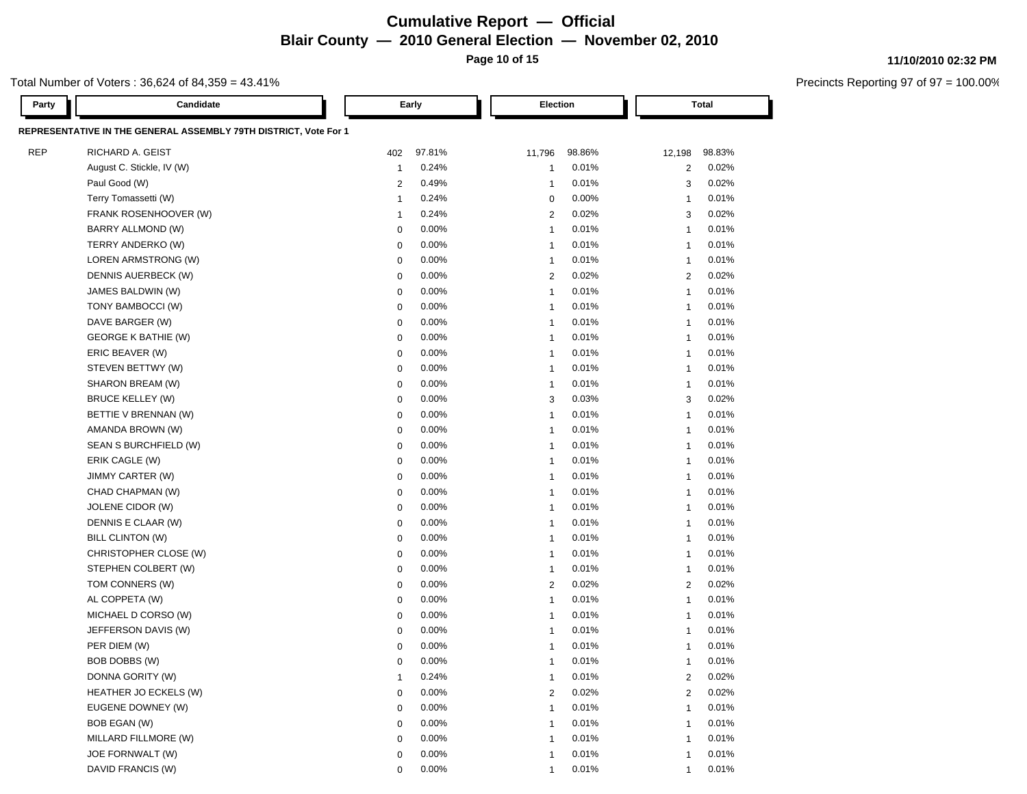# Cumulative Report — Official

## Blair County — 2010 General Election — November 02, 2010

11/10/2010 02:32 PM

Total Number of Voters : 36,624 of 84,359 = 43.41%

Precincts Reporting 97 of 97 = 100.00%

| Party | Candidate | Early | | Election | | Total | |
|---|---|---|---|---|---|---|---|
| **REPRESENTATIVE IN THE GENERAL ASSEMBLY 79TH DISTRICT, Vote For 1** | | | | | | | |
| REP | RICHARD A. GEIST | 402 | 97.81% | 11,796 | 98.86% | 12,198 | 98.83% |
| | August C. Stickle, IV (W) | 1 | 0.24% | 1 | 0.01% | 2 | 0.02% |
| | Paul Good (W) | 2 | 0.49% | 1 | 0.01% | 3 | 0.02% |
| | Terry Tomassetti (W) | 1 | 0.24% | 0 | 0.00% | 1 | 0.01% |
| | FRANK ROSENHOOVER (W) | 1 | 0.24% | 2 | 0.02% | 3 | 0.02% |
| | BARRY ALLMOND (W) | 0 | 0.00% | 1 | 0.01% | 1 | 0.01% |
| | TERRY ANDERKO (W) | 0 | 0.00% | 1 | 0.01% | 1 | 0.01% |
| | LOREN ARMSTRONG (W) | 0 | 0.00% | 1 | 0.01% | 1 | 0.01% |
| | DENNIS AUERBECK (W) | 0 | 0.00% | 2 | 0.02% | 2 | 0.02% |
| | JAMES BALDWIN (W) | 0 | 0.00% | 1 | 0.01% | 1 | 0.01% |
| | TONY BAMBOCCI (W) | 0 | 0.00% | 1 | 0.01% | 1 | 0.01% |
| | DAVE BARGER (W) | 0 | 0.00% | 1 | 0.01% | 1 | 0.01% |
| | GEORGE K BATHIE (W) | 0 | 0.00% | 1 | 0.01% | 1 | 0.01% |
| | ERIC BEAVER (W) | 0 | 0.00% | 1 | 0.01% | 1 | 0.01% |
| | STEVEN BETTWY (W) | 0 | 0.00% | 1 | 0.01% | 1 | 0.01% |
| | SHARON BREAM (W) | 0 | 0.00% | 1 | 0.01% | 1 | 0.01% |
| | BRUCE KELLEY (W) | 0 | 0.00% | 3 | 0.03% | 3 | 0.02% |
| | BETTIE V BRENNAN (W) | 0 | 0.00% | 1 | 0.01% | 1 | 0.01% |
| | AMANDA BROWN (W) | 0 | 0.00% | 1 | 0.01% | 1 | 0.01% |
| | SEAN S BURCHFIELD (W) | 0 | 0.00% | 1 | 0.01% | 1 | 0.01% |
| | ERIK CAGLE (W) | 0 | 0.00% | 1 | 0.01% | 1 | 0.01% |
| | JIMMY CARTER (W) | 0 | 0.00% | 1 | 0.01% | 1 | 0.01% |
| | CHAD CHAPMAN (W) | 0 | 0.00% | 1 | 0.01% | 1 | 0.01% |
| | JOLENE CIDOR (W) | 0 | 0.00% | 1 | 0.01% | 1 | 0.01% |
| | DENNIS E CLAAR (W) | 0 | 0.00% | 1 | 0.01% | 1 | 0.01% |
| | BILL CLINTON (W) | 0 | 0.00% | 1 | 0.01% | 1 | 0.01% |
| | CHRISTOPHER CLOSE (W) | 0 | 0.00% | 1 | 0.01% | 1 | 0.01% |
| | STEPHEN COLBERT (W) | 0 | 0.00% | 1 | 0.01% | 1 | 0.01% |
| | TOM CONNERS (W) | 0 | 0.00% | 2 | 0.02% | 2 | 0.02% |
| | AL COPPETA (W) | 0 | 0.00% | 1 | 0.01% | 1 | 0.01% |
| | MICHAEL D CORSO (W) | 0 | 0.00% | 1 | 0.01% | 1 | 0.01% |
| | JEFFERSON DAVIS (W) | 0 | 0.00% | 1 | 0.01% | 1 | 0.01% |
| | PER DIEM (W) | 0 | 0.00% | 1 | 0.01% | 1 | 0.01% |
| | BOB DOBBS (W) | 0 | 0.00% | 1 | 0.01% | 1 | 0.01% |
| | DONNA GORITY (W) | 1 | 0.24% | 1 | 0.01% | 2 | 0.02% |
| | HEATHER JO ECKELS (W) | 0 | 0.00% | 2 | 0.02% | 2 | 0.02% |
| | EUGENE DOWNEY (W) | 0 | 0.00% | 1 | 0.01% | 1 | 0.01% |
| | BOB EGAN (W) | 0 | 0.00% | 1 | 0.01% | 1 | 0.01% |
| | MILLARD FILLMORE (W) | 0 | 0.00% | 1 | 0.01% | 1 | 0.01% |
| | JOE FORNWALT (W) | 0 | 0.00% | 1 | 0.01% | 1 | 0.01% |
| | DAVID FRANCIS (W) | 0 | 0.00% | 1 | 0.01% | 1 | 0.01% |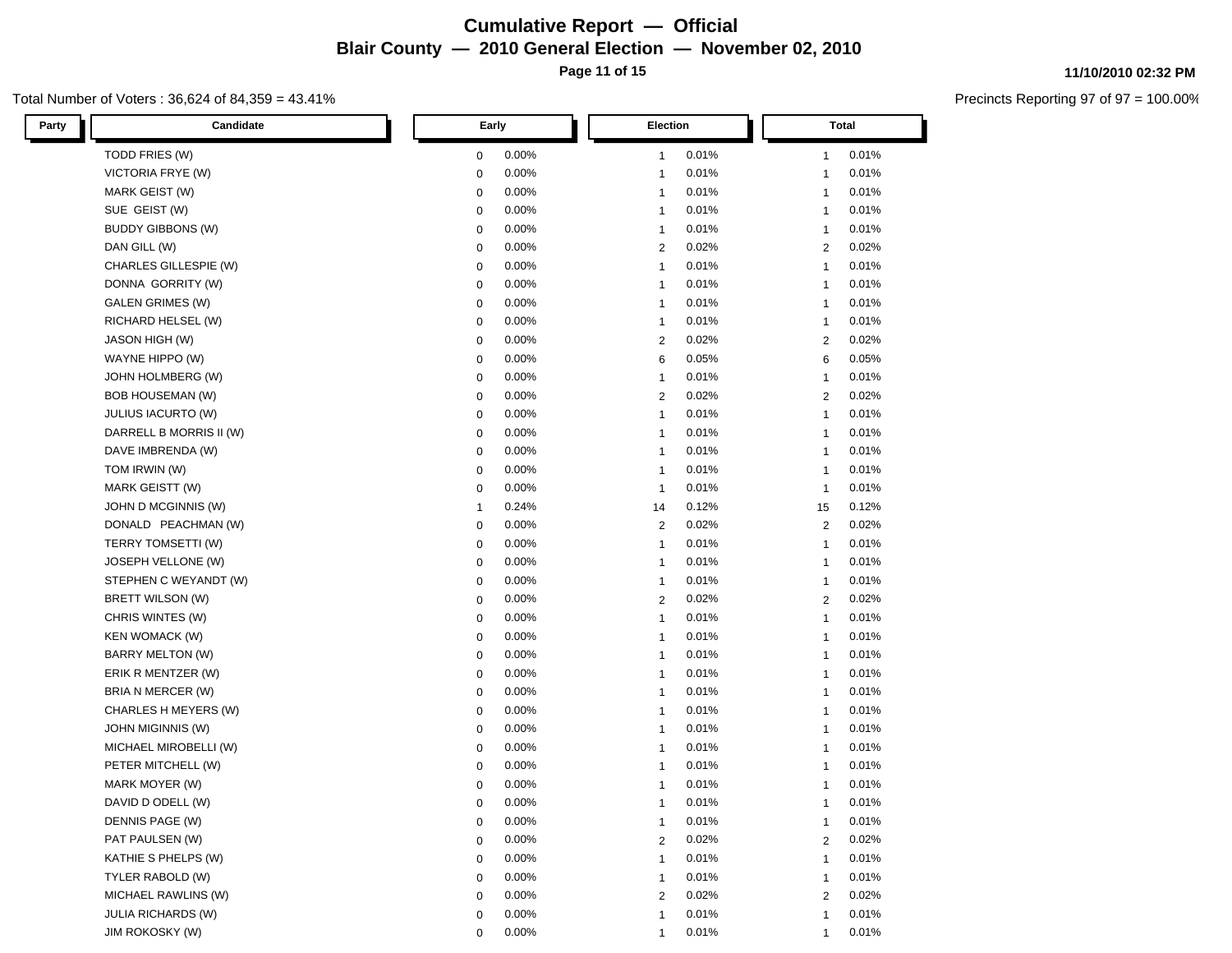# Cumulative Report — Official

## Blair County — 2010 General Election — November 02, 2010

11/10/2010 02:32 PM

Total Number of Voters : 36,624 of 84,359 = 43.41%

Precincts Reporting 97 of 97 = 100.00%

| Party | Candidate | Early | | Election | | Total | |
|---|---|---|---|---|---|---|---|
| | TODD FRIES (W) | 0 | 0.00% | 1 | 0.01% | 1 | 0.01% |
| | VICTORIA FRYE (W) | 0 | 0.00% | 1 | 0.01% | 1 | 0.01% |
| | MARK GEIST (W) | 0 | 0.00% | 1 | 0.01% | 1 | 0.01% |
| | SUE GEIST (W) | 0 | 0.00% | 1 | 0.01% | 1 | 0.01% |
| | BUDDY GIBBONS (W) | 0 | 0.00% | 1 | 0.01% | 1 | 0.01% |
| | DAN GILL (W) | 0 | 0.00% | 2 | 0.02% | 2 | 0.02% |
| | CHARLES GILLESPIE (W) | 0 | 0.00% | 1 | 0.01% | 1 | 0.01% |
| | DONNA GORRITY (W) | 0 | 0.00% | 1 | 0.01% | 1 | 0.01% |
| | GALEN GRIMES (W) | 0 | 0.00% | 1 | 0.01% | 1 | 0.01% |
| | RICHARD HELSEL (W) | 0 | 0.00% | 1 | 0.01% | 1 | 0.01% |
| | JASON HIGH (W) | 0 | 0.00% | 2 | 0.02% | 2 | 0.02% |
| | WAYNE HIPPO (W) | 0 | 0.00% | 6 | 0.05% | 6 | 0.05% |
| | JOHN HOLMBERG (W) | 0 | 0.00% | 1 | 0.01% | 1 | 0.01% |
| | BOB HOUSEMAN (W) | 0 | 0.00% | 2 | 0.02% | 2 | 0.02% |
| | JULIUS IACURTO (W) | 0 | 0.00% | 1 | 0.01% | 1 | 0.01% |
| | DARRELL B MORRIS II (W) | 0 | 0.00% | 1 | 0.01% | 1 | 0.01% |
| | DAVE IMBRENDA (W) | 0 | 0.00% | 1 | 0.01% | 1 | 0.01% |
| | TOM IRWIN (W) | 0 | 0.00% | 1 | 0.01% | 1 | 0.01% |
| | MARK GEISTT (W) | 0 | 0.00% | 1 | 0.01% | 1 | 0.01% |
| | JOHN D MCGINNIS (W) | 1 | 0.24% | 14 | 0.12% | 15 | 0.12% |
| | DONALD PEACHMAN (W) | 0 | 0.00% | 2 | 0.02% | 2 | 0.02% |
| | TERRY TOMSETTI (W) | 0 | 0.00% | 1 | 0.01% | 1 | 0.01% |
| | JOSEPH VELLONE (W) | 0 | 0.00% | 1 | 0.01% | 1 | 0.01% |
| | STEPHEN C WEYANDT (W) | 0 | 0.00% | 1 | 0.01% | 1 | 0.01% |
| | BRETT WILSON (W) | 0 | 0.00% | 2 | 0.02% | 2 | 0.02% |
| | CHRIS WINTES (W) | 0 | 0.00% | 1 | 0.01% | 1 | 0.01% |
| | KEN WOMACK (W) | 0 | 0.00% | 1 | 0.01% | 1 | 0.01% |
| | BARRY MELTON (W) | 0 | 0.00% | 1 | 0.01% | 1 | 0.01% |
| | ERIK R MENTZER (W) | 0 | 0.00% | 1 | 0.01% | 1 | 0.01% |
| | BRIA N MERCER (W) | 0 | 0.00% | 1 | 0.01% | 1 | 0.01% |
| | CHARLES H MEYERS (W) | 0 | 0.00% | 1 | 0.01% | 1 | 0.01% |
| | JOHN MIGINNIS (W) | 0 | 0.00% | 1 | 0.01% | 1 | 0.01% |
| | MICHAEL MIROBELLI (W) | 0 | 0.00% | 1 | 0.01% | 1 | 0.01% |
| | PETER MITCHELL (W) | 0 | 0.00% | 1 | 0.01% | 1 | 0.01% |
| | MARK MOYER (W) | 0 | 0.00% | 1 | 0.01% | 1 | 0.01% |
| | DAVID D ODELL (W) | 0 | 0.00% | 1 | 0.01% | 1 | 0.01% |
| | DENNIS PAGE (W) | 0 | 0.00% | 1 | 0.01% | 1 | 0.01% |
| | PAT PAULSEN (W) | 0 | 0.00% | 2 | 0.02% | 2 | 0.02% |
| | KATHIE S PHELPS (W) | 0 | 0.00% | 1 | 0.01% | 1 | 0.01% |
| | TYLER RABOLD (W) | 0 | 0.00% | 1 | 0.01% | 1 | 0.01% |
| | MICHAEL RAWLINS (W) | 0 | 0.00% | 2 | 0.02% | 2 | 0.02% |
| | JULIA RICHARDS (W) | 0 | 0.00% | 1 | 0.01% | 1 | 0.01% |
| | JIM ROKOSKY (W) | 0 | 0.00% | 1 | 0.01% | 1 | 0.01% |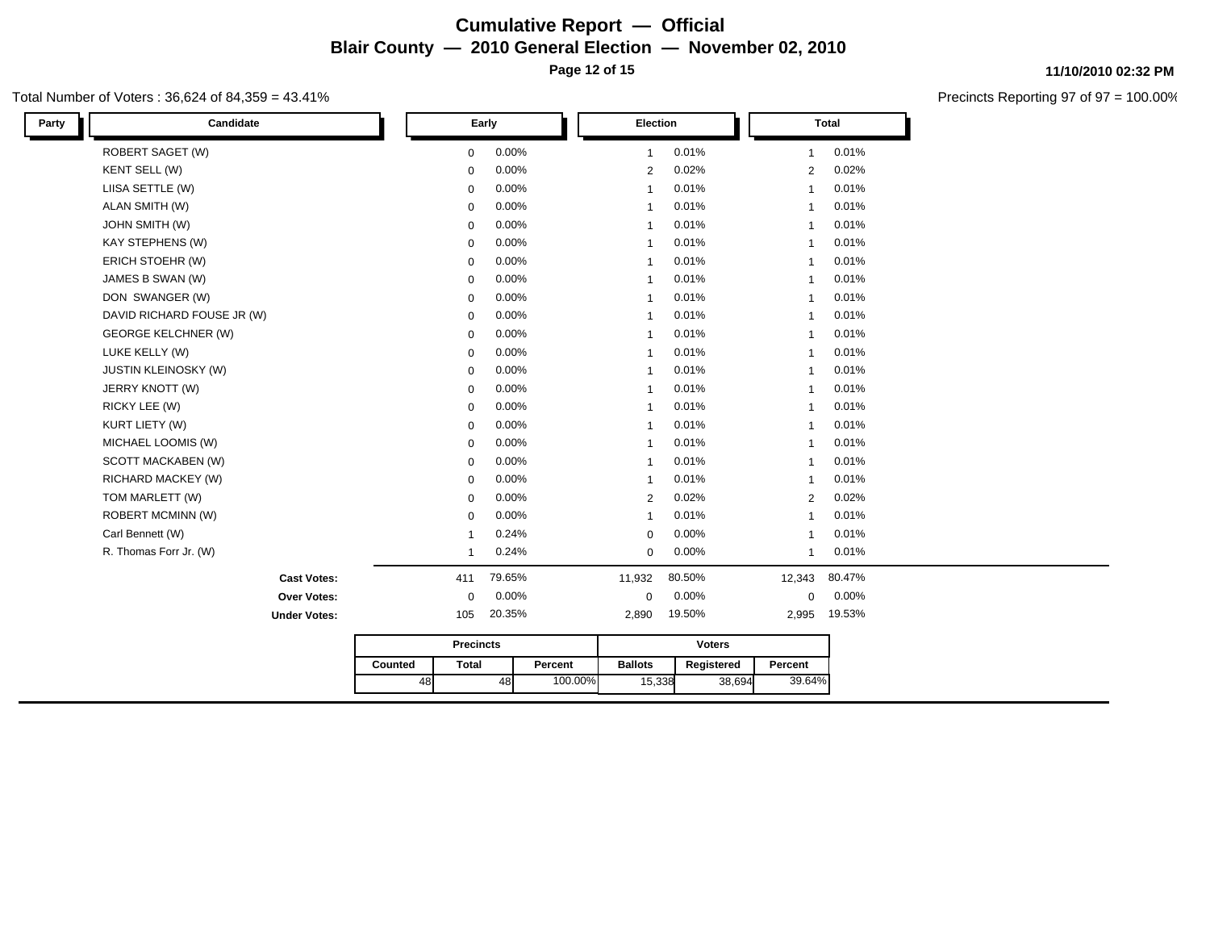# Cumulative Report — Official

## Blair County — 2010 General Election — November 02, 2010

Total Number of Voters : 36,624 of 84,359 = 43.41%

Precincts Reporting 97 of 97 = 100.00%

| Party | Candidate | Early | | Election | | Total | |
|---|---|---|---|---|---|---|---|
| | ROBERT SAGET (W) | 0 | 0.00% | 1 | 0.01% | 1 | 0.01% |
| | KENT SELL (W) | 0 | 0.00% | 2 | 0.02% | 2 | 0.02% |
| | LIISA SETTLE (W) | 0 | 0.00% | 1 | 0.01% | 1 | 0.01% |
| | ALAN SMITH (W) | 0 | 0.00% | 1 | 0.01% | 1 | 0.01% |
| | JOHN SMITH (W) | 0 | 0.00% | 1 | 0.01% | 1 | 0.01% |
| | KAY STEPHENS (W) | 0 | 0.00% | 1 | 0.01% | 1 | 0.01% |
| | ERICH STOEHR (W) | 0 | 0.00% | 1 | 0.01% | 1 | 0.01% |
| | JAMES B SWAN (W) | 0 | 0.00% | 1 | 0.01% | 1 | 0.01% |
| | DON SWANGER (W) | 0 | 0.00% | 1 | 0.01% | 1 | 0.01% |
| | DAVID RICHARD FOUSE JR (W) | 0 | 0.00% | 1 | 0.01% | 1 | 0.01% |
| | GEORGE KELCHNER (W) | 0 | 0.00% | 1 | 0.01% | 1 | 0.01% |
| | LUKE KELLY (W) | 0 | 0.00% | 1 | 0.01% | 1 | 0.01% |
| | JUSTIN KLEINOSKY (W) | 0 | 0.00% | 1 | 0.01% | 1 | 0.01% |
| | JERRY KNOTT (W) | 0 | 0.00% | 1 | 0.01% | 1 | 0.01% |
| | RICKY LEE (W) | 0 | 0.00% | 1 | 0.01% | 1 | 0.01% |
| | KURT LIETY (W) | 0 | 0.00% | 1 | 0.01% | 1 | 0.01% |
| | MICHAEL LOOMIS (W) | 0 | 0.00% | 1 | 0.01% | 1 | 0.01% |
| | SCOTT MACKABEN (W) | 0 | 0.00% | 1 | 0.01% | 1 | 0.01% |
| | RICHARD MACKEY (W) | 0 | 0.00% | 1 | 0.01% | 1 | 0.01% |
| | TOM MARLETT (W) | 0 | 0.00% | 2 | 0.02% | 2 | 0.02% |
| | ROBERT MCMINN (W) | 0 | 0.00% | 1 | 0.01% | 1 | 0.01% |
| | Carl Bennett (W) | 1 | 0.24% | 0 | 0.00% | 1 | 0.01% |
| | R. Thomas Forr Jr. (W) | 1 | 0.24% | 0 | 0.00% | 1 | 0.01% |
| | **Cast Votes:** | 411 | 79.65% | 11,932 | 80.50% | 12,343 | 80.47% |
| | **Over Votes:** | 0 | 0.00% | 0 | 0.00% | 0 | 0.00% |
| | **Under Votes:** | 105 | 20.35% | 2,890 | 19.50% | 2,995 | 19.53% |

| Precincts | | | Voters | | |
|---|---|---|---|---|---|
| Counted | Total | Percent | Ballots | Registered | Percent |
| 48 | 48 | 100.00% | 15,338 | 38,694 | 39.64% |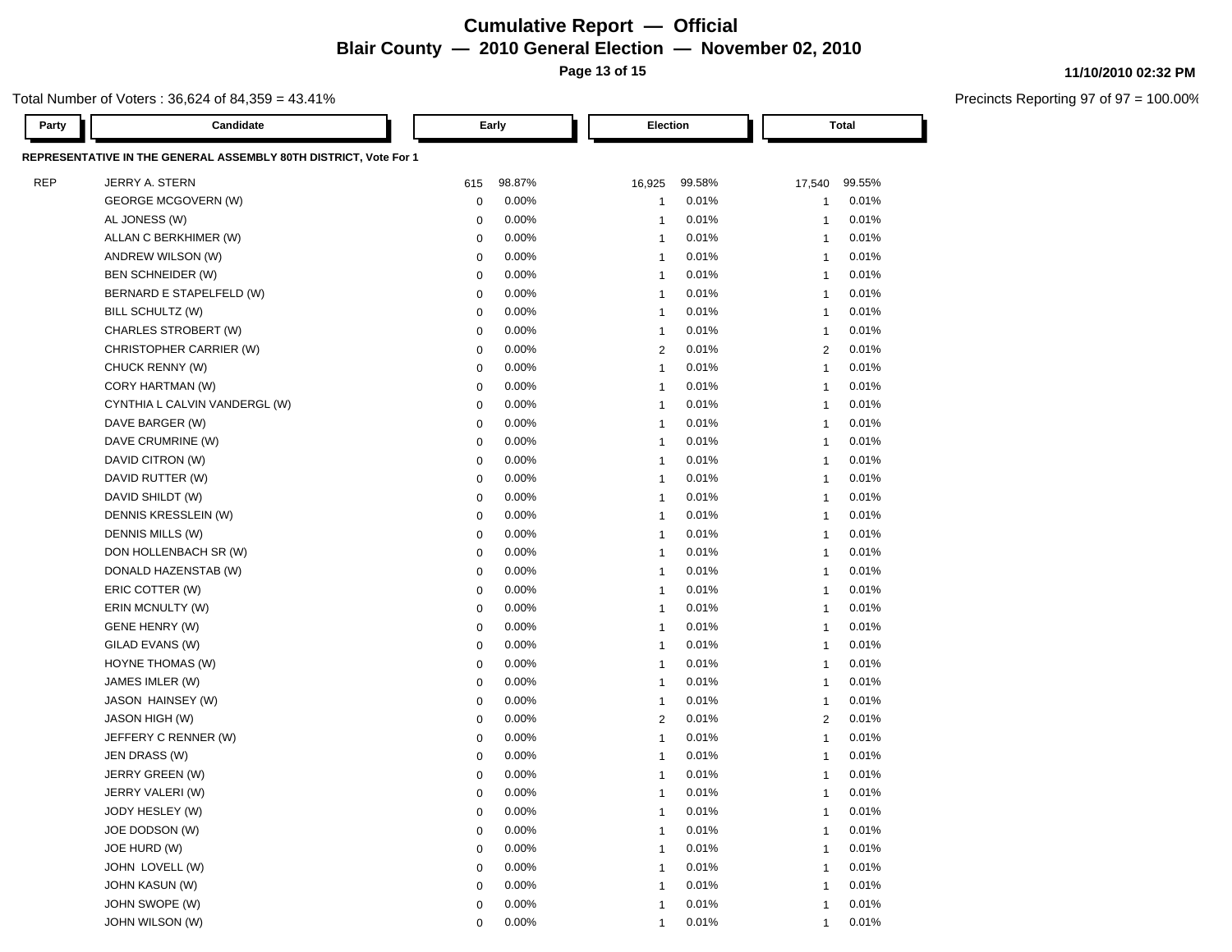# Cumulative Report — Official

## Blair County — 2010 General Election — November 02, 2010

11/10/2010 02:32 PM

Total Number of Voters : 36,624 of 84,359 = 43.41%

Precincts Reporting 97 of 97 = 100.00%

### REPRESENTATIVE IN THE GENERAL ASSEMBLY 80TH DISTRICT, Vote For 1

| Party | Candidate | Early | | Election | | Total | |
|---|---|---|---|---|---|---|---|
| REP | JERRY A. STERN | 615 | 98.87% | 16,925 | 99.58% | 17,540 | 99.55% |
| | GEORGE MCGOVERN (W) | 0 | 0.00% | 1 | 0.01% | 1 | 0.01% |
| | AL JONESS (W) | 0 | 0.00% | 1 | 0.01% | 1 | 0.01% |
| | ALLAN C BERKHIMER (W) | 0 | 0.00% | 1 | 0.01% | 1 | 0.01% |
| | ANDREW WILSON (W) | 0 | 0.00% | 1 | 0.01% | 1 | 0.01% |
| | BEN SCHNEIDER (W) | 0 | 0.00% | 1 | 0.01% | 1 | 0.01% |
| | BERNARD E STAPELFELD (W) | 0 | 0.00% | 1 | 0.01% | 1 | 0.01% |
| | BILL SCHULTZ (W) | 0 | 0.00% | 1 | 0.01% | 1 | 0.01% |
| | CHARLES STROBERT (W) | 0 | 0.00% | 1 | 0.01% | 1 | 0.01% |
| | CHRISTOPHER CARRIER (W) | 0 | 0.00% | 2 | 0.01% | 2 | 0.01% |
| | CHUCK RENNY (W) | 0 | 0.00% | 1 | 0.01% | 1 | 0.01% |
| | CORY HARTMAN (W) | 0 | 0.00% | 1 | 0.01% | 1 | 0.01% |
| | CYNTHIA L CALVIN VANDERGL (W) | 0 | 0.00% | 1 | 0.01% | 1 | 0.01% |
| | DAVE BARGER (W) | 0 | 0.00% | 1 | 0.01% | 1 | 0.01% |
| | DAVE CRUMRINE (W) | 0 | 0.00% | 1 | 0.01% | 1 | 0.01% |
| | DAVID CITRON (W) | 0 | 0.00% | 1 | 0.01% | 1 | 0.01% |
| | DAVID RUTTER (W) | 0 | 0.00% | 1 | 0.01% | 1 | 0.01% |
| | DAVID SHILDT (W) | 0 | 0.00% | 1 | 0.01% | 1 | 0.01% |
| | DENNIS KRESSLEIN (W) | 0 | 0.00% | 1 | 0.01% | 1 | 0.01% |
| | DENNIS MILLS (W) | 0 | 0.00% | 1 | 0.01% | 1 | 0.01% |
| | DON HOLLENBACH SR (W) | 0 | 0.00% | 1 | 0.01% | 1 | 0.01% |
| | DONALD HAZENSTAB (W) | 0 | 0.00% | 1 | 0.01% | 1 | 0.01% |
| | ERIC COTTER (W) | 0 | 0.00% | 1 | 0.01% | 1 | 0.01% |
| | ERIN MCNULTY (W) | 0 | 0.00% | 1 | 0.01% | 1 | 0.01% |
| | GENE HENRY (W) | 0 | 0.00% | 1 | 0.01% | 1 | 0.01% |
| | GILAD EVANS (W) | 0 | 0.00% | 1 | 0.01% | 1 | 0.01% |
| | HOYNE THOMAS (W) | 0 | 0.00% | 1 | 0.01% | 1 | 0.01% |
| | JAMES IMLER (W) | 0 | 0.00% | 1 | 0.01% | 1 | 0.01% |
| | JASON HAINSEY (W) | 0 | 0.00% | 1 | 0.01% | 1 | 0.01% |
| | JASON HIGH (W) | 0 | 0.00% | 2 | 0.01% | 2 | 0.01% |
| | JEFFERY C RENNER (W) | 0 | 0.00% | 1 | 0.01% | 1 | 0.01% |
| | JEN DRASS (W) | 0 | 0.00% | 1 | 0.01% | 1 | 0.01% |
| | JERRY GREEN (W) | 0 | 0.00% | 1 | 0.01% | 1 | 0.01% |
| | JERRY VALERI (W) | 0 | 0.00% | 1 | 0.01% | 1 | 0.01% |
| | JODY HESLEY (W) | 0 | 0.00% | 1 | 0.01% | 1 | 0.01% |
| | JOE DODSON (W) | 0 | 0.00% | 1 | 0.01% | 1 | 0.01% |
| | JOE HURD (W) | 0 | 0.00% | 1 | 0.01% | 1 | 0.01% |
| | JOHN LOVELL (W) | 0 | 0.00% | 1 | 0.01% | 1 | 0.01% |
| | JOHN KASUN (W) | 0 | 0.00% | 1 | 0.01% | 1 | 0.01% |
| | JOHN SWOPE (W) | 0 | 0.00% | 1 | 0.01% | 1 | 0.01% |
| | JOHN WILSON (W) | 0 | 0.00% | 1 | 0.01% | 1 | 0.01% |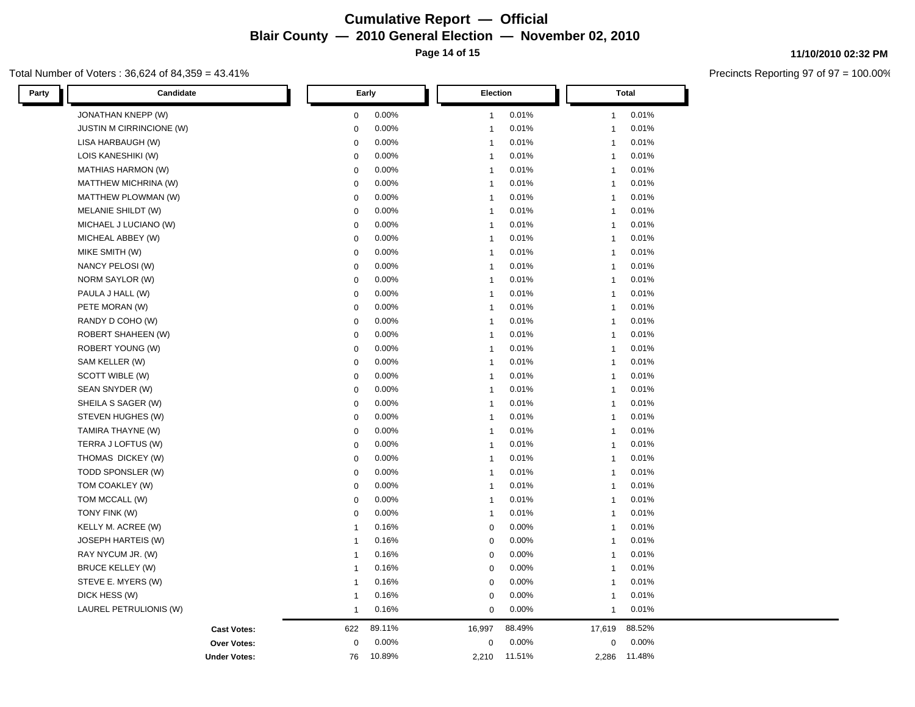# Cumulative Report — Official

**Blair County — 2010 General Election — November 02, 2010**

**11/10/2010 02:32 PM**

Total Number of Voters : 36,624 of 84,359 = 43.41%

Precincts Reporting 97 of 97 = 100.00%

| Party | Candidate | Early | | Election | | Total | |
|---|---|---|---|---|---|---|---|
| | JONATHAN KNEPP (W) | 0 | 0.00% | 1 | 0.01% | 1 | 0.01% |
| | JUSTIN M CIRRINCIONE (W) | 0 | 0.00% | 1 | 0.01% | 1 | 0.01% |
| | LISA HARBAUGH (W) | 0 | 0.00% | 1 | 0.01% | 1 | 0.01% |
| | LOIS KANESHIKI (W) | 0 | 0.00% | 1 | 0.01% | 1 | 0.01% |
| | MATHIAS HARMON (W) | 0 | 0.00% | 1 | 0.01% | 1 | 0.01% |
| | MATTHEW MICHRINA (W) | 0 | 0.00% | 1 | 0.01% | 1 | 0.01% |
| | MATTHEW PLOWMAN (W) | 0 | 0.00% | 1 | 0.01% | 1 | 0.01% |
| | MELANIE SHILDT (W) | 0 | 0.00% | 1 | 0.01% | 1 | 0.01% |
| | MICHAEL J LUCIANO (W) | 0 | 0.00% | 1 | 0.01% | 1 | 0.01% |
| | MICHEAL ABBEY (W) | 0 | 0.00% | 1 | 0.01% | 1 | 0.01% |
| | MIKE SMITH (W) | 0 | 0.00% | 1 | 0.01% | 1 | 0.01% |
| | NANCY PELOSI (W) | 0 | 0.00% | 1 | 0.01% | 1 | 0.01% |
| | NORM SAYLOR (W) | 0 | 0.00% | 1 | 0.01% | 1 | 0.01% |
| | PAULA J HALL (W) | 0 | 0.00% | 1 | 0.01% | 1 | 0.01% |
| | PETE MORAN (W) | 0 | 0.00% | 1 | 0.01% | 1 | 0.01% |
| | RANDY D COHO (W) | 0 | 0.00% | 1 | 0.01% | 1 | 0.01% |
| | ROBERT SHAHEEN (W) | 0 | 0.00% | 1 | 0.01% | 1 | 0.01% |
| | ROBERT YOUNG (W) | 0 | 0.00% | 1 | 0.01% | 1 | 0.01% |
| | SAM KELLER (W) | 0 | 0.00% | 1 | 0.01% | 1 | 0.01% |
| | SCOTT WIBLE (W) | 0 | 0.00% | 1 | 0.01% | 1 | 0.01% |
| | SEAN SNYDER (W) | 0 | 0.00% | 1 | 0.01% | 1 | 0.01% |
| | SHEILA S SAGER (W) | 0 | 0.00% | 1 | 0.01% | 1 | 0.01% |
| | STEVEN HUGHES (W) | 0 | 0.00% | 1 | 0.01% | 1 | 0.01% |
| | TAMIRA THAYNE (W) | 0 | 0.00% | 1 | 0.01% | 1 | 0.01% |
| | TERRA J LOFTUS (W) | 0 | 0.00% | 1 | 0.01% | 1 | 0.01% |
| | THOMAS DICKEY (W) | 0 | 0.00% | 1 | 0.01% | 1 | 0.01% |
| | TODD SPONSLER (W) | 0 | 0.00% | 1 | 0.01% | 1 | 0.01% |
| | TOM COAKLEY (W) | 0 | 0.00% | 1 | 0.01% | 1 | 0.01% |
| | TOM MCCALL (W) | 0 | 0.00% | 1 | 0.01% | 1 | 0.01% |
| | TONY FINK (W) | 0 | 0.00% | 1 | 0.01% | 1 | 0.01% |
| | KELLY M. ACREE (W) | 1 | 0.16% | 0 | 0.00% | 1 | 0.01% |
| | JOSEPH HARTEIS (W) | 1 | 0.16% | 0 | 0.00% | 1 | 0.01% |
| | RAY NYCUM JR. (W) | 1 | 0.16% | 0 | 0.00% | 1 | 0.01% |
| | BRUCE KELLEY (W) | 1 | 0.16% | 0 | 0.00% | 1 | 0.01% |
| | STEVE E. MYERS (W) | 1 | 0.16% | 0 | 0.00% | 1 | 0.01% |
| | DICK HESS (W) | 1 | 0.16% | 0 | 0.00% | 1 | 0.01% |
| | LAUREL PETRULIONIS (W) | 1 | 0.16% | 0 | 0.00% | 1 | 0.01% |
| | **Cast Votes:** | 622 | 89.11% | 16,997 | 88.49% | 17,619 | 88.52% |
| | **Over Votes:** | 0 | 0.00% | 0 | 0.00% | 0 | 0.00% |
| | **Under Votes:** | 76 | 10.89% | 2,210 | 11.51% | 2,286 | 11.48% |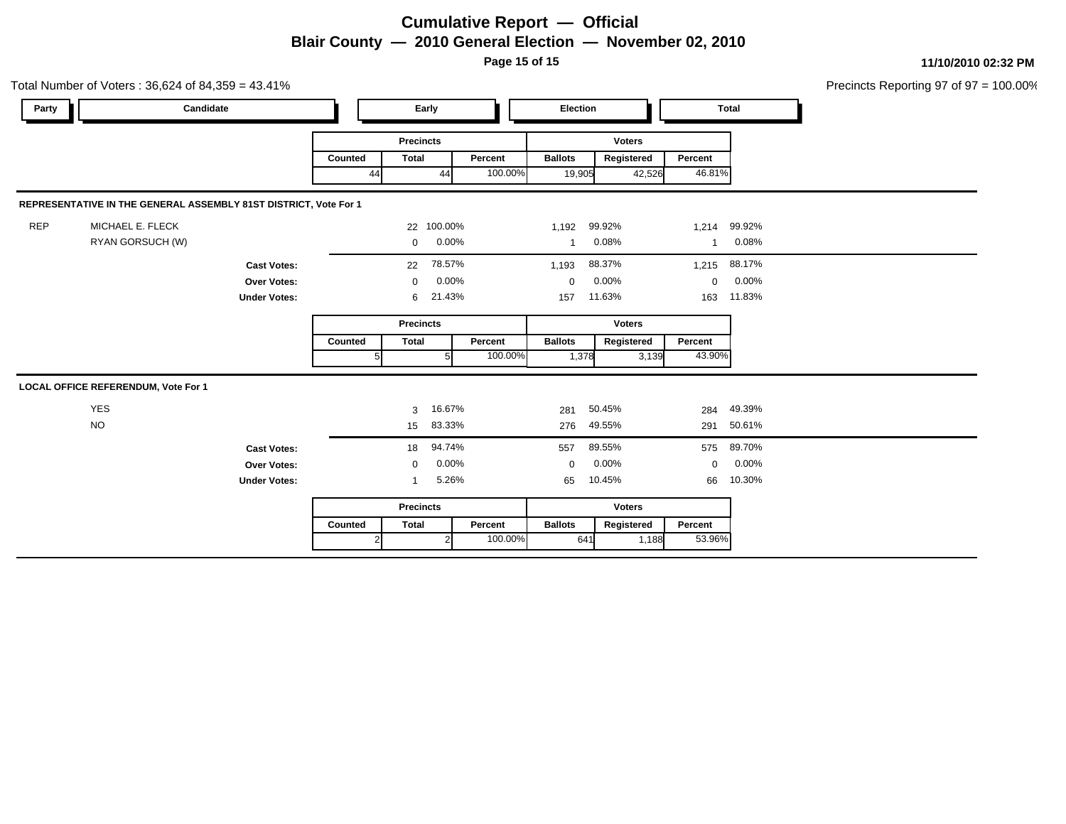# Cumulative Report — Official

## Blair County — 2010 General Election — November 02, 2010

11/10/2010 02:32 PM

Total Number of Voters : 36,624 of 84,359 = 43.41%

Precincts Reporting 97 of 97 = 100.00%

| Party | Candidate | Early | | Election | | Total | |
|---|---|---|---|---|---|---|---|

| Precincts | | | Voters | | |
|---|---|---|---|---|---|
| Counted | Total | Percent | Ballots | Registered | Percent |
| 44 | 44 | 100.00% | 19,905 | 42,526 | 46.81% |

### REPRESENTATIVE IN THE GENERAL ASSEMBLY 81ST DISTRICT, Vote For 1

| Party | Candidate | Early | | Election | | Total | |
|---|---|---|---|---|---|---|---|
| REP | MICHAEL E. FLECK | 22 | 100.00% | 1,192 | 99.92% | 1,214 | 99.92% |
| | RYAN GORSUCH (W) | 0 | 0.00% | 1 | 0.08% | 1 | 0.08% |
| | **Cast Votes:** | 22 | 78.57% | 1,193 | 88.37% | 1,215 | 88.17% |
| | **Over Votes:** | 0 | 0.00% | 0 | 0.00% | 0 | 0.00% |
| | **Under Votes:** | 6 | 21.43% | 157 | 11.63% | 163 | 11.83% |

| Precincts | | | Voters | | |
|---|---|---|---|---|---|
| Counted | Total | Percent | Ballots | Registered | Percent |
| 5 | 5 | 100.00% | 1,378 | 3,139 | 43.90% |

### LOCAL OFFICE REFERENDUM, Vote For 1

| Party | Candidate | Early | | Election | | Total | |
|---|---|---|---|---|---|---|---|
| | YES | 3 | 16.67% | 281 | 50.45% | 284 | 49.39% |
| | NO | 15 | 83.33% | 276 | 49.55% | 291 | 50.61% |
| | **Cast Votes:** | 18 | 94.74% | 557 | 89.55% | 575 | 89.70% |
| | **Over Votes:** | 0 | 0.00% | 0 | 0.00% | 0 | 0.00% |
| | **Under Votes:** | 1 | 5.26% | 65 | 10.45% | 66 | 10.30% |

| Precincts | | | Voters | | |
|---|---|---|---|---|---|
| Counted | Total | Percent | Ballots | Registered | Percent |
| 2 | 2 | 100.00% | 641 | 1,188 | 53.96% |